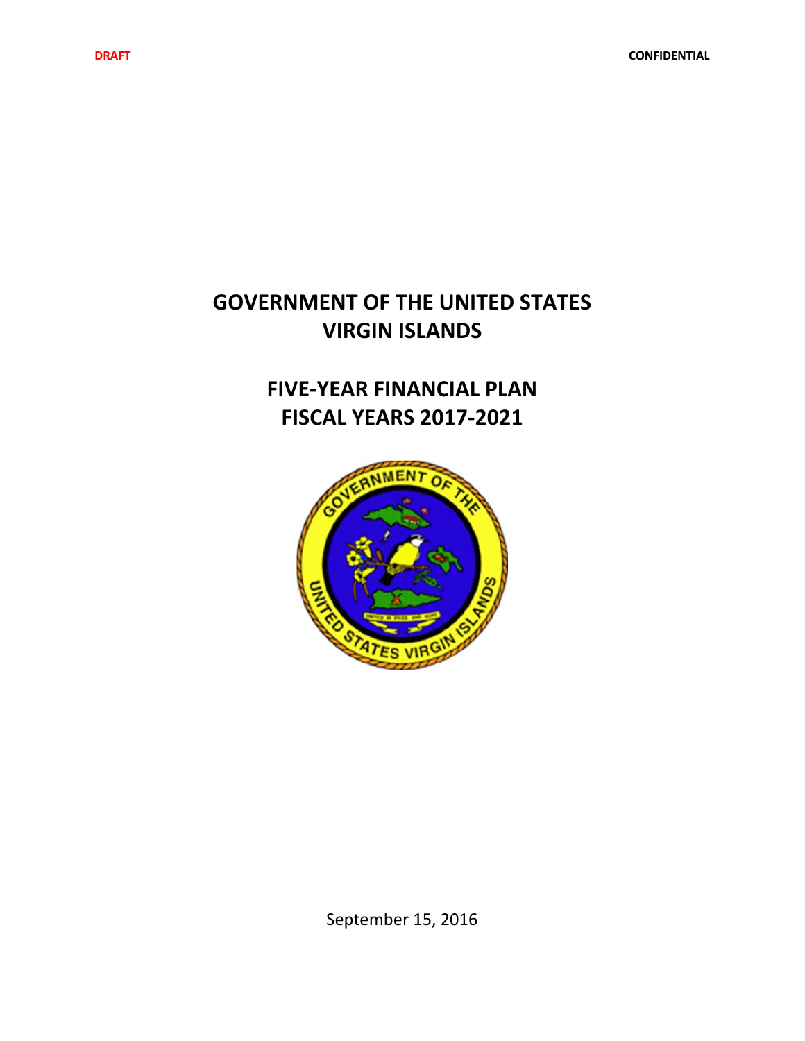DRAFT

CONFIDENTIAL

# GOVERNMENT OF THE UNITED STATES VIRGIN ISLANDS

# FIVE-YEAR FINANCIAL PLAN FISCAL YEARS 2017-2021

September 15, 2016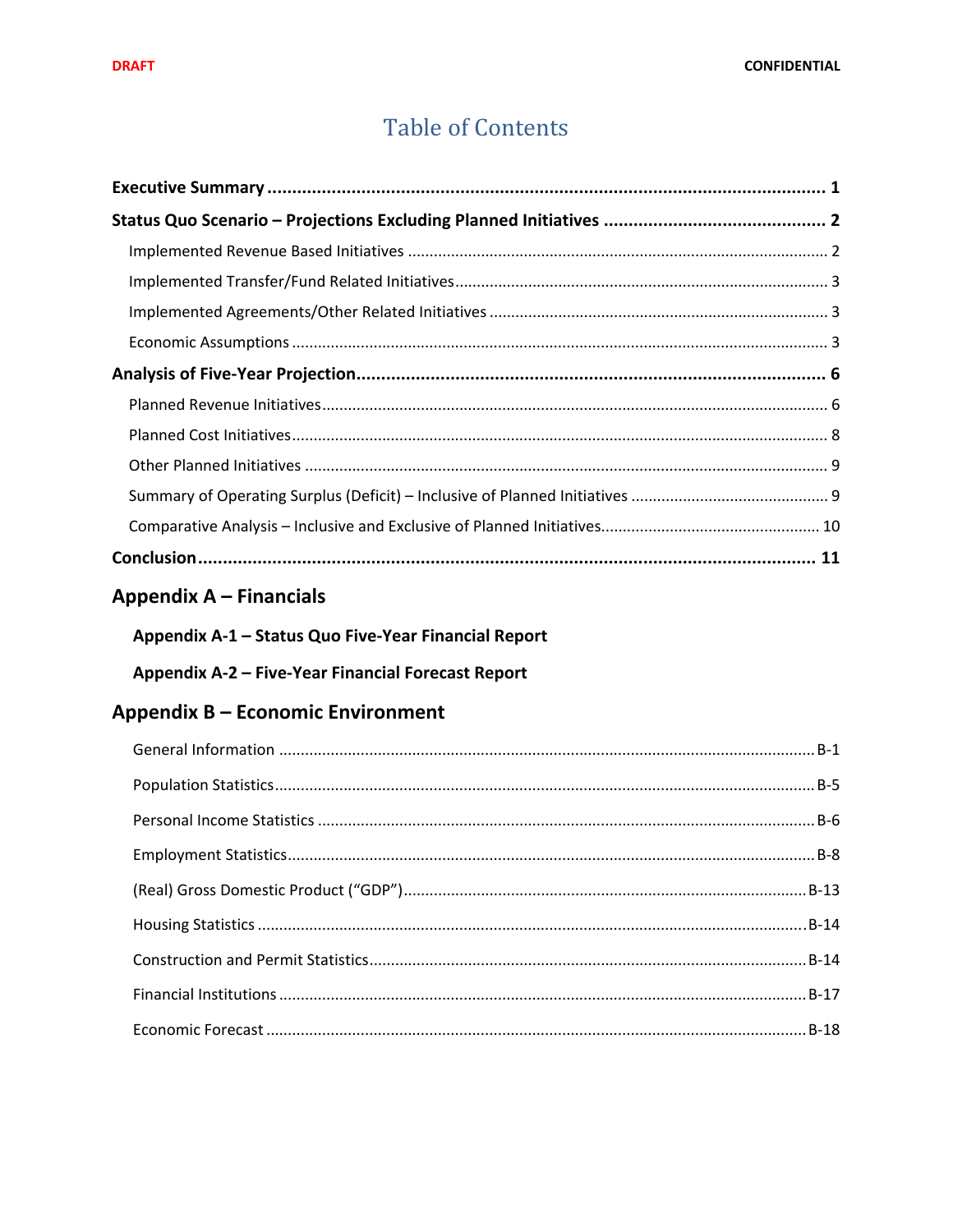DRAFT CONFIDENTIAL

# Table of Contents

**Executive Summary** ..... **1**

**Status Quo Scenario – Projections Excluding Planned Initiatives** ..... **2**

- Implemented Revenue Based Initiatives ..... 2
- Implemented Transfer/Fund Related Initiatives ..... 3
- Implemented Agreements/Other Related Initiatives ..... 3
- Economic Assumptions ..... 3

**Analysis of Five-Year Projection** ..... **6**

- Planned Revenue Initiatives ..... 6
- Planned Cost Initiatives ..... 8
- Other Planned Initiatives ..... 9
- Summary of Operating Surplus (Deficit) – Inclusive of Planned Initiatives ..... 9
- Comparative Analysis – Inclusive and Exclusive of Planned Initiatives ..... 10

**Conclusion** ..... **11**

## Appendix A – Financials

**Appendix A-1 – Status Quo Five-Year Financial Report**

**Appendix A-2 – Five-Year Financial Forecast Report**

## Appendix B – Economic Environment

- General Information ..... B-1
- Population Statistics ..... B-5
- Personal Income Statistics ..... B-6
- Employment Statistics ..... B-8
- (Real) Gross Domestic Product ("GDP") ..... B-13
- Housing Statistics ..... B-14
- Construction and Permit Statistics ..... B-14
- Financial Institutions ..... B-17
- Economic Forecast ..... B-18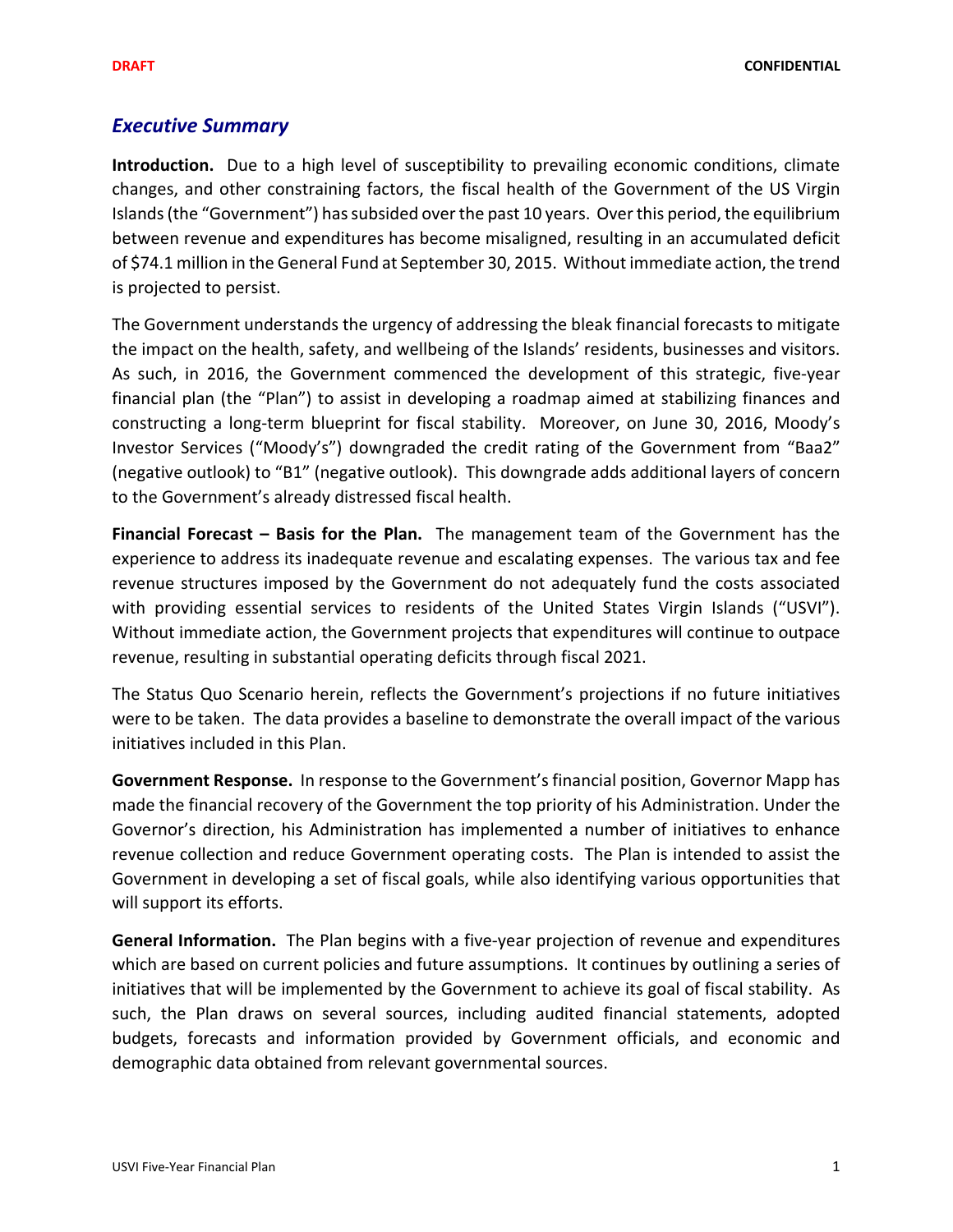## *Executive Summary*

**Introduction.** Due to a high level of susceptibility to prevailing economic conditions, climate changes, and other constraining factors, the fiscal health of the Government of the US Virgin Islands (the "Government") has subsided over the past 10 years. Over this period, the equilibrium between revenue and expenditures has become misaligned, resulting in an accumulated deficit of $74.1 million in the General Fund at September 30, 2015. Without immediate action, the trend is projected to persist.

The Government understands the urgency of addressing the bleak financial forecasts to mitigate the impact on the health, safety, and wellbeing of the Islands' residents, businesses and visitors. As such, in 2016, the Government commenced the development of this strategic, five-year financial plan (the "Plan") to assist in developing a roadmap aimed at stabilizing finances and constructing a long-term blueprint for fiscal stability. Moreover, on June 30, 2016, Moody's Investor Services ("Moody's") downgraded the credit rating of the Government from "Baa2" (negative outlook) to "B1" (negative outlook). This downgrade adds additional layers of concern to the Government's already distressed fiscal health.

**Financial Forecast – Basis for the Plan.** The management team of the Government has the experience to address its inadequate revenue and escalating expenses. The various tax and fee revenue structures imposed by the Government do not adequately fund the costs associated with providing essential services to residents of the United States Virgin Islands ("USVI"). Without immediate action, the Government projects that expenditures will continue to outpace revenue, resulting in substantial operating deficits through fiscal 2021.

The Status Quo Scenario herein, reflects the Government's projections if no future initiatives were to be taken. The data provides a baseline to demonstrate the overall impact of the various initiatives included in this Plan.

**Government Response.** In response to the Government's financial position, Governor Mapp has made the financial recovery of the Government the top priority of his Administration. Under the Governor's direction, his Administration has implemented a number of initiatives to enhance revenue collection and reduce Government operating costs. The Plan is intended to assist the Government in developing a set of fiscal goals, while also identifying various opportunities that will support its efforts.

**General Information.** The Plan begins with a five-year projection of revenue and expenditures which are based on current policies and future assumptions. It continues by outlining a series of initiatives that will be implemented by the Government to achieve its goal of fiscal stability. As such, the Plan draws on several sources, including audited financial statements, adopted budgets, forecasts and information provided by Government officials, and economic and demographic data obtained from relevant governmental sources.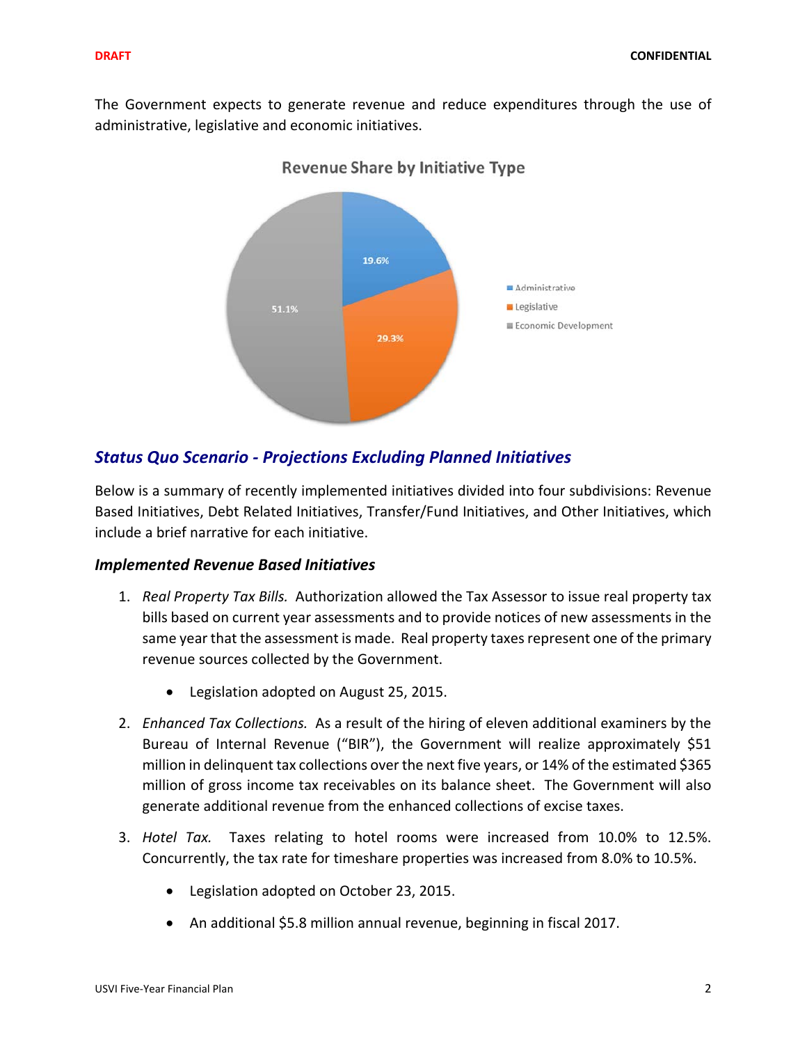The Government expects to generate revenue and reduce expenditures through the use of administrative, legislative and economic initiatives.

Revenue Share by Initiative Type

| Initiative Type | Share |
|---|---|
| Administrative | 19.6% |
| Legislative | 29.3% |
| Economic Development | 51.1% |

## *Status Quo Scenario - Projections Excluding Planned Initiatives*

Below is a summary of recently implemented initiatives divided into four subdivisions: Revenue Based Initiatives, Debt Related Initiatives, Transfer/Fund Initiatives, and Other Initiatives, which include a brief narrative for each initiative.

### *Implemented Revenue Based Initiatives*

1. *Real Property Tax Bills.* Authorization allowed the Tax Assessor to issue real property tax bills based on current year assessments and to provide notices of new assessments in the same year that the assessment is made. Real property taxes represent one of the primary revenue sources collected by the Government.

   - Legislation adopted on August 25, 2015.

2. *Enhanced Tax Collections.* As a result of the hiring of eleven additional examiners by the Bureau of Internal Revenue ("BIR"), the Government will realize approximately $51 million in delinquent tax collections over the next five years, or 14% of the estimated $365 million of gross income tax receivables on its balance sheet. The Government will also generate additional revenue from the enhanced collections of excise taxes.

3. *Hotel Tax.* Taxes relating to hotel rooms were increased from 10.0% to 12.5%. Concurrently, the tax rate for timeshare properties was increased from 8.0% to 10.5%.

   - Legislation adopted on October 23, 2015.
   - An additional $5.8 million annual revenue, beginning in fiscal 2017.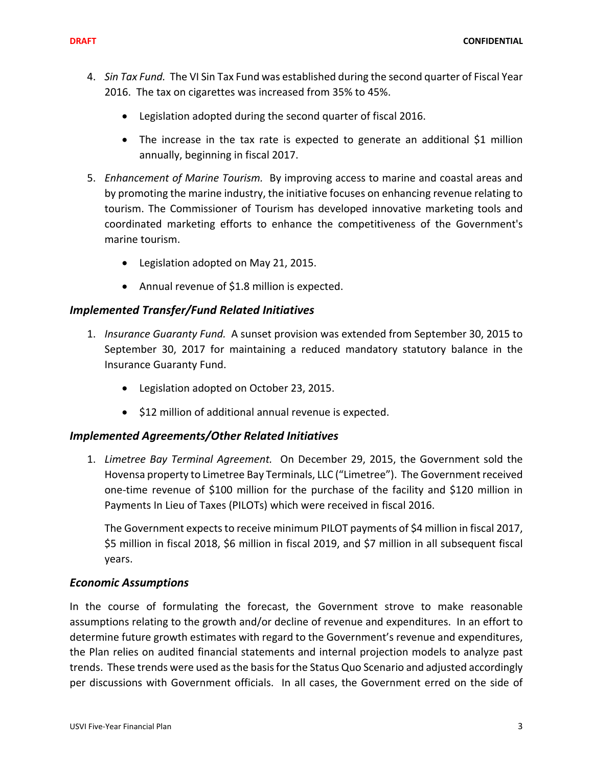4. *Sin Tax Fund.* The VI Sin Tax Fund was established during the second quarter of Fiscal Year 2016. The tax on cigarettes was increased from 35% to 45%.

    - Legislation adopted during the second quarter of fiscal 2016.
    - The increase in the tax rate is expected to generate an additional $1 million annually, beginning in fiscal 2017.

5. *Enhancement of Marine Tourism.* By improving access to marine and coastal areas and by promoting the marine industry, the initiative focuses on enhancing revenue relating to tourism. The Commissioner of Tourism has developed innovative marketing tools and coordinated marketing efforts to enhance the competitiveness of the Government's marine tourism.

    - Legislation adopted on May 21, 2015.
    - Annual revenue of $1.8 million is expected.

### *Implemented Transfer/Fund Related Initiatives*

1. *Insurance Guaranty Fund.* A sunset provision was extended from September 30, 2015 to September 30, 2017 for maintaining a reduced mandatory statutory balance in the Insurance Guaranty Fund.

    - Legislation adopted on October 23, 2015.
    - $12 million of additional annual revenue is expected.

### *Implemented Agreements/Other Related Initiatives*

1. *Limetree Bay Terminal Agreement.* On December 29, 2015, the Government sold the Hovensa property to Limetree Bay Terminals, LLC ("Limetree"). The Government received one-time revenue of $100 million for the purchase of the facility and $120 million in Payments In Lieu of Taxes (PILOTs) which were received in fiscal 2016.

    The Government expects to receive minimum PILOT payments of $4 million in fiscal 2017, $5 million in fiscal 2018, $6 million in fiscal 2019, and $7 million in all subsequent fiscal years.

### *Economic Assumptions*

In the course of formulating the forecast, the Government strove to make reasonable assumptions relating to the growth and/or decline of revenue and expenditures. In an effort to determine future growth estimates with regard to the Government's revenue and expenditures, the Plan relies on audited financial statements and internal projection models to analyze past trends. These trends were used as the basis for the Status Quo Scenario and adjusted accordingly per discussions with Government officials. In all cases, the Government erred on the side of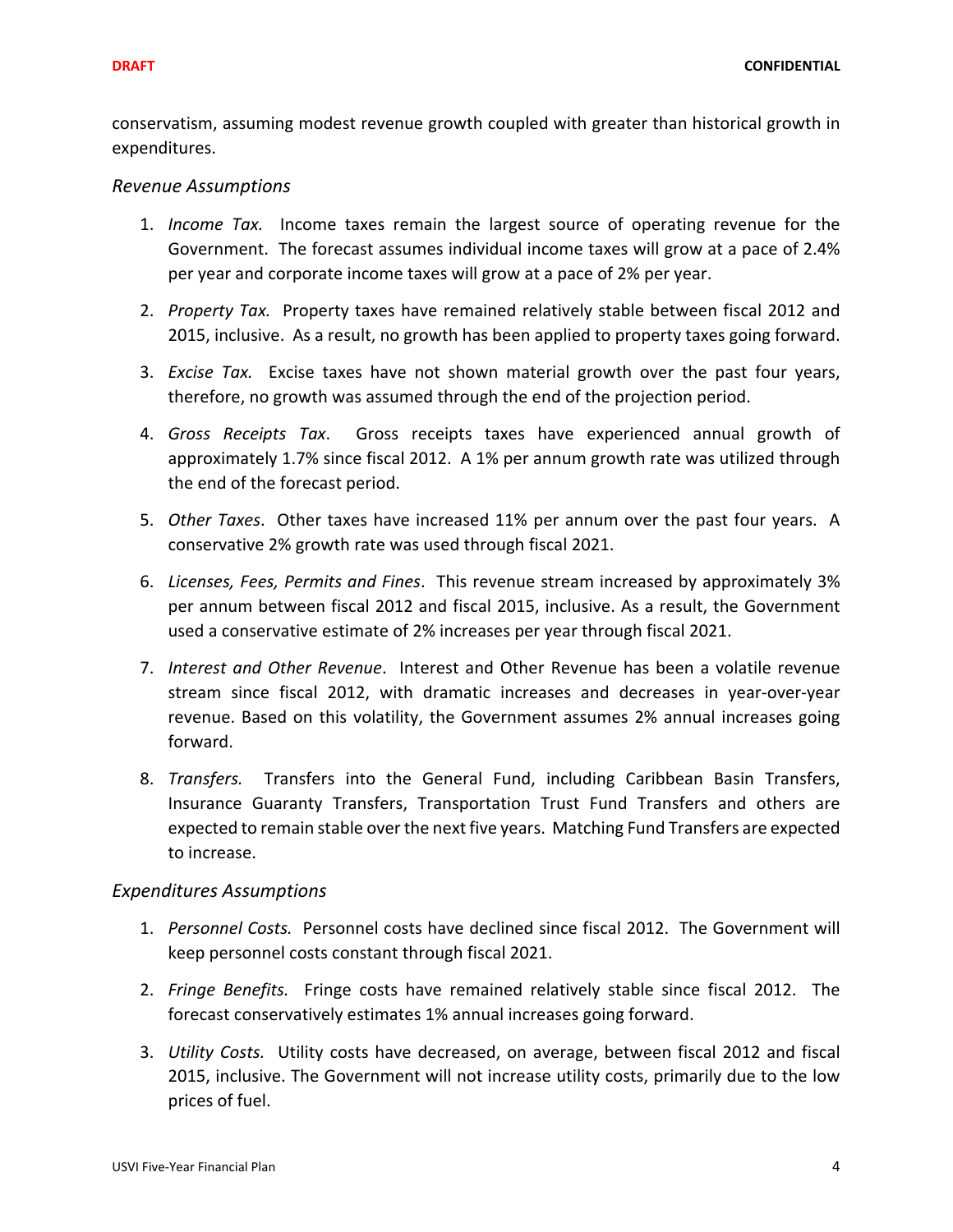conservatism, assuming modest revenue growth coupled with greater than historical growth in expenditures.

*Revenue Assumptions*

1. *Income Tax.* Income taxes remain the largest source of operating revenue for the Government. The forecast assumes individual income taxes will grow at a pace of 2.4% per year and corporate income taxes will grow at a pace of 2% per year.

2. *Property Tax.* Property taxes have remained relatively stable between fiscal 2012 and 2015, inclusive. As a result, no growth has been applied to property taxes going forward.

3. *Excise Tax.* Excise taxes have not shown material growth over the past four years, therefore, no growth was assumed through the end of the projection period.

4. *Gross Receipts Tax*. Gross receipts taxes have experienced annual growth of approximately 1.7% since fiscal 2012. A 1% per annum growth rate was utilized through the end of the forecast period.

5. *Other Taxes*. Other taxes have increased 11% per annum over the past four years. A conservative 2% growth rate was used through fiscal 2021.

6. *Licenses, Fees, Permits and Fines*. This revenue stream increased by approximately 3% per annum between fiscal 2012 and fiscal 2015, inclusive. As a result, the Government used a conservative estimate of 2% increases per year through fiscal 2021.

7. *Interest and Other Revenue*. Interest and Other Revenue has been a volatile revenue stream since fiscal 2012, with dramatic increases and decreases in year-over-year revenue. Based on this volatility, the Government assumes 2% annual increases going forward.

8. *Transfers.* Transfers into the General Fund, including Caribbean Basin Transfers, Insurance Guaranty Transfers, Transportation Trust Fund Transfers and others are expected to remain stable over the next five years. Matching Fund Transfers are expected to increase.

*Expenditures Assumptions*

1. *Personnel Costs.* Personnel costs have declined since fiscal 2012. The Government will keep personnel costs constant through fiscal 2021.

2. *Fringe Benefits.* Fringe costs have remained relatively stable since fiscal 2012. The forecast conservatively estimates 1% annual increases going forward.

3. *Utility Costs.* Utility costs have decreased, on average, between fiscal 2012 and fiscal 2015, inclusive. The Government will not increase utility costs, primarily due to the low prices of fuel.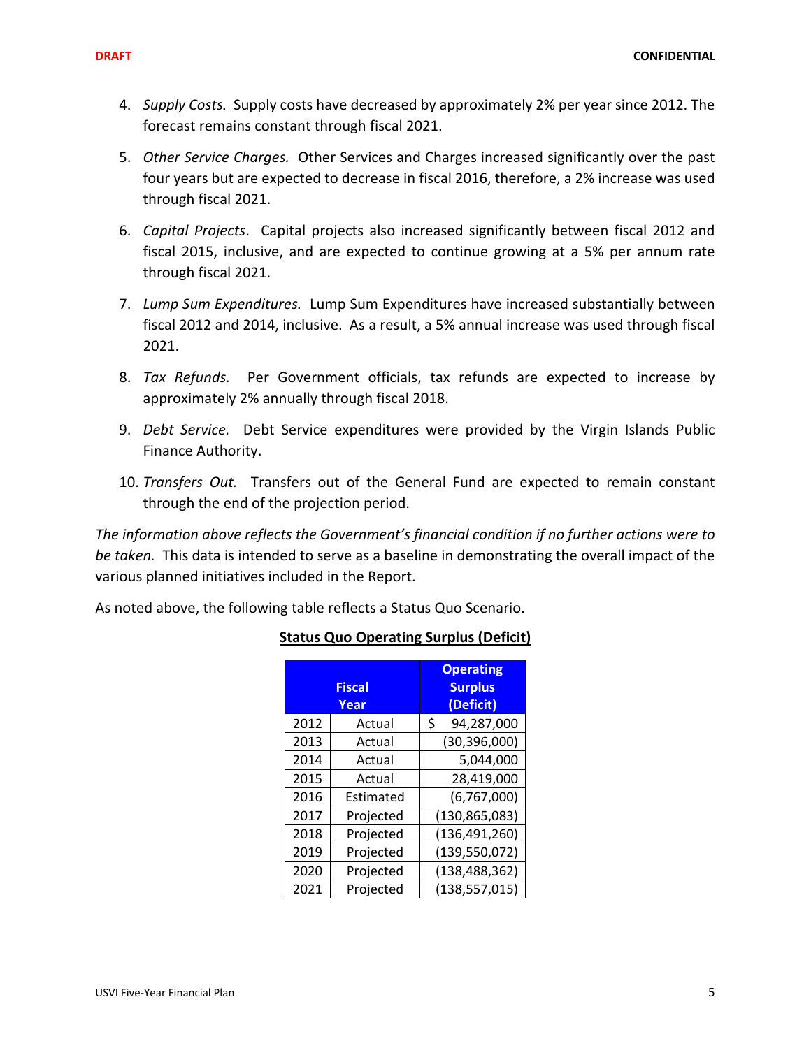4. *Supply Costs.* Supply costs have decreased by approximately 2% per year since 2012. The forecast remains constant through fiscal 2021.

5. *Other Service Charges.* Other Services and Charges increased significantly over the past four years but are expected to decrease in fiscal 2016, therefore, a 2% increase was used through fiscal 2021.

6. *Capital Projects*. Capital projects also increased significantly between fiscal 2012 and fiscal 2015, inclusive, and are expected to continue growing at a 5% per annum rate through fiscal 2021.

7. *Lump Sum Expenditures.* Lump Sum Expenditures have increased substantially between fiscal 2012 and 2014, inclusive. As a result, a 5% annual increase was used through fiscal 2021.

8. *Tax Refunds.* Per Government officials, tax refunds are expected to increase by approximately 2% annually through fiscal 2018.

9. *Debt Service.* Debt Service expenditures were provided by the Virgin Islands Public Finance Authority.

10. *Transfers Out.* Transfers out of the General Fund are expected to remain constant through the end of the projection period.

*The information above reflects the Government's financial condition if no further actions were to be taken.* This data is intended to serve as a baseline in demonstrating the overall impact of the various planned initiatives included in the Report.

As noted above, the following table reflects a Status Quo Scenario.

**Status Quo Operating Surplus (Deficit)**

| Fiscal Year | | Operating Surplus (Deficit) |
|---|---|---|
| 2012 | Actual | $ 94,287,000 |
| 2013 | Actual | (30,396,000) |
| 2014 | Actual | 5,044,000 |
| 2015 | Actual | 28,419,000 |
| 2016 | Estimated | (6,767,000) |
| 2017 | Projected | (130,865,083) |
| 2018 | Projected | (136,491,260) |
| 2019 | Projected | (139,550,072) |
| 2020 | Projected | (138,488,362) |
| 2021 | Projected | (138,557,015) |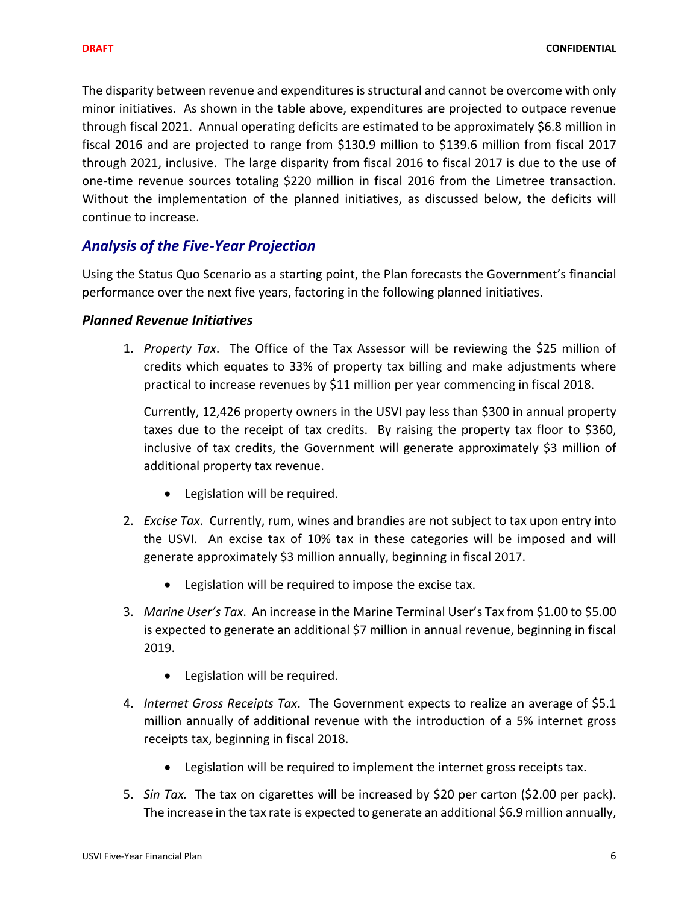The disparity between revenue and expenditures is structural and cannot be overcome with only minor initiatives. As shown in the table above, expenditures are projected to outpace revenue through fiscal 2021. Annual operating deficits are estimated to be approximately $6.8 million in fiscal 2016 and are projected to range from $130.9 million to $139.6 million from fiscal 2017 through 2021, inclusive. The large disparity from fiscal 2016 to fiscal 2017 is due to the use of one-time revenue sources totaling $220 million in fiscal 2016 from the Limetree transaction. Without the implementation of the planned initiatives, as discussed below, the deficits will continue to increase.

## *Analysis of the Five-Year Projection*

Using the Status Quo Scenario as a starting point, the Plan forecasts the Government's financial performance over the next five years, factoring in the following planned initiatives.

### *Planned Revenue Initiatives*

1. *Property Tax*. The Office of the Tax Assessor will be reviewing the $25 million of credits which equates to 33% of property tax billing and make adjustments where practical to increase revenues by $11 million per year commencing in fiscal 2018.

   Currently, 12,426 property owners in the USVI pay less than $300 in annual property taxes due to the receipt of tax credits. By raising the property tax floor to $360, inclusive of tax credits, the Government will generate approximately $3 million of additional property tax revenue.

   - Legislation will be required.

2. *Excise Tax*. Currently, rum, wines and brandies are not subject to tax upon entry into the USVI. An excise tax of 10% tax in these categories will be imposed and will generate approximately $3 million annually, beginning in fiscal 2017.

   - Legislation will be required to impose the excise tax.

3. *Marine User's Tax*. An increase in the Marine Terminal User's Tax from $1.00 to $5.00 is expected to generate an additional $7 million in annual revenue, beginning in fiscal 2019.

   - Legislation will be required.

4. *Internet Gross Receipts Tax*. The Government expects to realize an average of $5.1 million annually of additional revenue with the introduction of a 5% internet gross receipts tax, beginning in fiscal 2018.

   - Legislation will be required to implement the internet gross receipts tax.

5. *Sin Tax.* The tax on cigarettes will be increased by $20 per carton ($2.00 per pack). The increase in the tax rate is expected to generate an additional $6.9 million annually,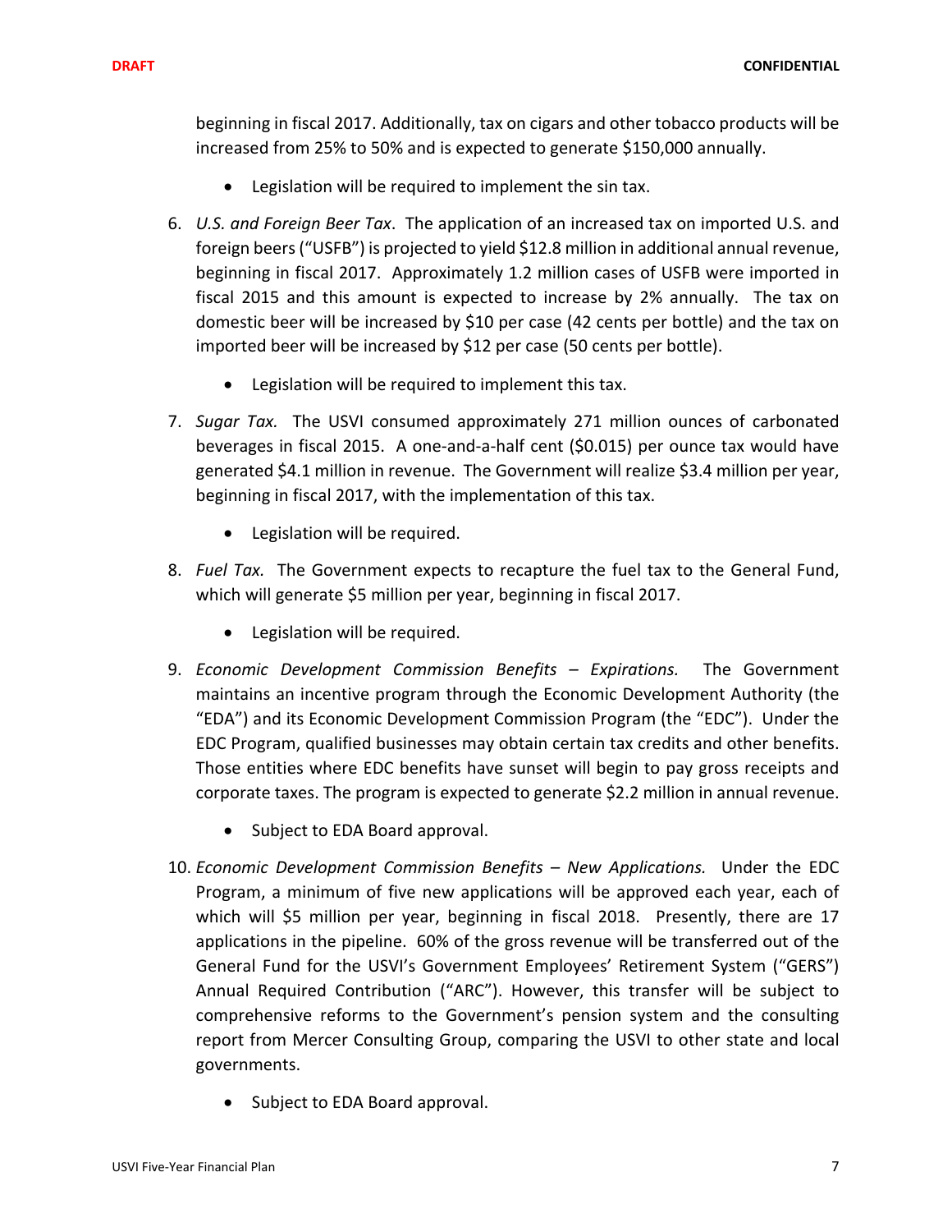beginning in fiscal 2017. Additionally, tax on cigars and other tobacco products will be increased from 25% to 50% and is expected to generate $150,000 annually.

- Legislation will be required to implement the sin tax.

6. *U.S. and Foreign Beer Tax*. The application of an increased tax on imported U.S. and foreign beers ("USFB") is projected to yield $12.8 million in additional annual revenue, beginning in fiscal 2017. Approximately 1.2 million cases of USFB were imported in fiscal 2015 and this amount is expected to increase by 2% annually. The tax on domestic beer will be increased by $10 per case (42 cents per bottle) and the tax on imported beer will be increased by $12 per case (50 cents per bottle).

   - Legislation will be required to implement this tax.

7. *Sugar Tax.* The USVI consumed approximately 271 million ounces of carbonated beverages in fiscal 2015. A one-and-a-half cent ($0.015) per ounce tax would have generated $4.1 million in revenue. The Government will realize $3.4 million per year, beginning in fiscal 2017, with the implementation of this tax.

   - Legislation will be required.

8. *Fuel Tax.* The Government expects to recapture the fuel tax to the General Fund, which will generate $5 million per year, beginning in fiscal 2017.

   - Legislation will be required.

9. *Economic Development Commission Benefits – Expirations.* The Government maintains an incentive program through the Economic Development Authority (the "EDA") and its Economic Development Commission Program (the "EDC"). Under the EDC Program, qualified businesses may obtain certain tax credits and other benefits. Those entities where EDC benefits have sunset will begin to pay gross receipts and corporate taxes. The program is expected to generate $2.2 million in annual revenue.

   - Subject to EDA Board approval.

10. *Economic Development Commission Benefits – New Applications.* Under the EDC Program, a minimum of five new applications will be approved each year, each of which will $5 million per year, beginning in fiscal 2018. Presently, there are 17 applications in the pipeline. 60% of the gross revenue will be transferred out of the General Fund for the USVI's Government Employees' Retirement System ("GERS") Annual Required Contribution ("ARC"). However, this transfer will be subject to comprehensive reforms to the Government's pension system and the consulting report from Mercer Consulting Group, comparing the USVI to other state and local governments.

    - Subject to EDA Board approval.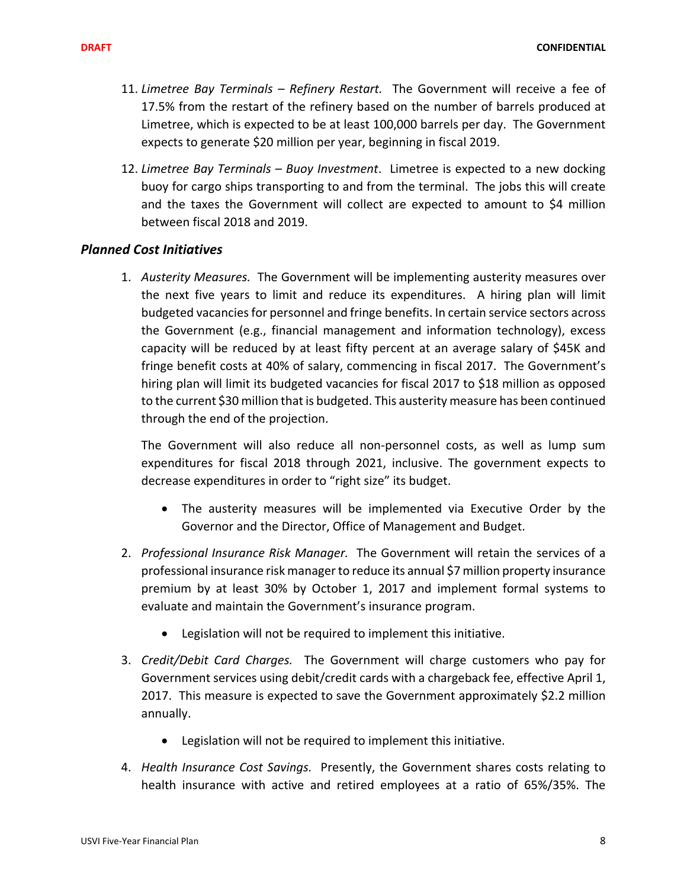11. *Limetree Bay Terminals – Refinery Restart.* The Government will receive a fee of 17.5% from the restart of the refinery based on the number of barrels produced at Limetree, which is expected to be at least 100,000 barrels per day. The Government expects to generate $20 million per year, beginning in fiscal 2019.

12. *Limetree Bay Terminals – Buoy Investment*. Limetree is expected to a new docking buoy for cargo ships transporting to and from the terminal. The jobs this will create and the taxes the Government will collect are expected to amount to $4 million between fiscal 2018 and 2019.

### *Planned Cost Initiatives*

1. *Austerity Measures.* The Government will be implementing austerity measures over the next five years to limit and reduce its expenditures. A hiring plan will limit budgeted vacancies for personnel and fringe benefits. In certain service sectors across the Government (e.g., financial management and information technology), excess capacity will be reduced by at least fifty percent at an average salary of $45K and fringe benefit costs at 40% of salary, commencing in fiscal 2017. The Government's hiring plan will limit its budgeted vacancies for fiscal 2017 to $18 million as opposed to the current $30 million that is budgeted. This austerity measure has been continued through the end of the projection.

   The Government will also reduce all non-personnel costs, as well as lump sum expenditures for fiscal 2018 through 2021, inclusive. The government expects to decrease expenditures in order to "right size" its budget.

   - The austerity measures will be implemented via Executive Order by the Governor and the Director, Office of Management and Budget.

2. *Professional Insurance Risk Manager.* The Government will retain the services of a professional insurance risk manager to reduce its annual $7 million property insurance premium by at least 30% by October 1, 2017 and implement formal systems to evaluate and maintain the Government's insurance program.

   - Legislation will not be required to implement this initiative.

3. *Credit/Debit Card Charges.* The Government will charge customers who pay for Government services using debit/credit cards with a chargeback fee, effective April 1, 2017. This measure is expected to save the Government approximately $2.2 million annually.

   - Legislation will not be required to implement this initiative.

4. *Health Insurance Cost Savings.* Presently, the Government shares costs relating to health insurance with active and retired employees at a ratio of 65%/35%. The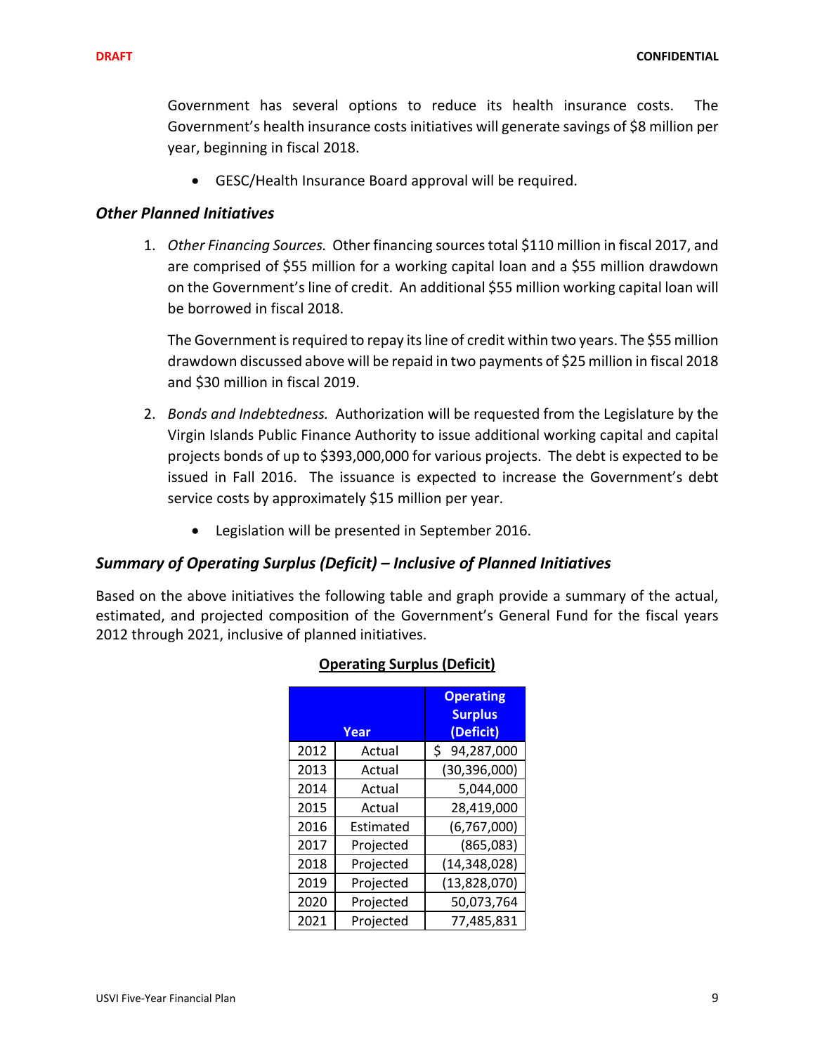Government has several options to reduce its health insurance costs. The Government's health insurance costs initiatives will generate savings of $8 million per year, beginning in fiscal 2018.

- GESC/Health Insurance Board approval will be required.

### *Other Planned Initiatives*

1. *Other Financing Sources.* Other financing sources total $110 million in fiscal 2017, and are comprised of $55 million for a working capital loan and a $55 million drawdown on the Government's line of credit. An additional $55 million working capital loan will be borrowed in fiscal 2018.

   The Government is required to repay its line of credit within two years. The $55 million drawdown discussed above will be repaid in two payments of $25 million in fiscal 2018 and $30 million in fiscal 2019.

2. *Bonds and Indebtedness.* Authorization will be requested from the Legislature by the Virgin Islands Public Finance Authority to issue additional working capital and capital projects bonds of up to $393,000,000 for various projects. The debt is expected to be issued in Fall 2016. The issuance is expected to increase the Government's debt service costs by approximately $15 million per year.

   - Legislation will be presented in September 2016.

### *Summary of Operating Surplus (Deficit) – Inclusive of Planned Initiatives*

Based on the above initiatives the following table and graph provide a summary of the actual, estimated, and projected composition of the Government's General Fund for the fiscal years 2012 through 2021, inclusive of planned initiatives.

**Operating Surplus (Deficit)**

| Year | | Operating Surplus (Deficit) |
|---|---|---|
| 2012 | Actual | $ 94,287,000 |
| 2013 | Actual | (30,396,000) |
| 2014 | Actual | 5,044,000 |
| 2015 | Actual | 28,419,000 |
| 2016 | Estimated | (6,767,000) |
| 2017 | Projected | (865,083) |
| 2018 | Projected | (14,348,028) |
| 2019 | Projected | (13,828,070) |
| 2020 | Projected | 50,073,764 |
| 2021 | Projected | 77,485,831 |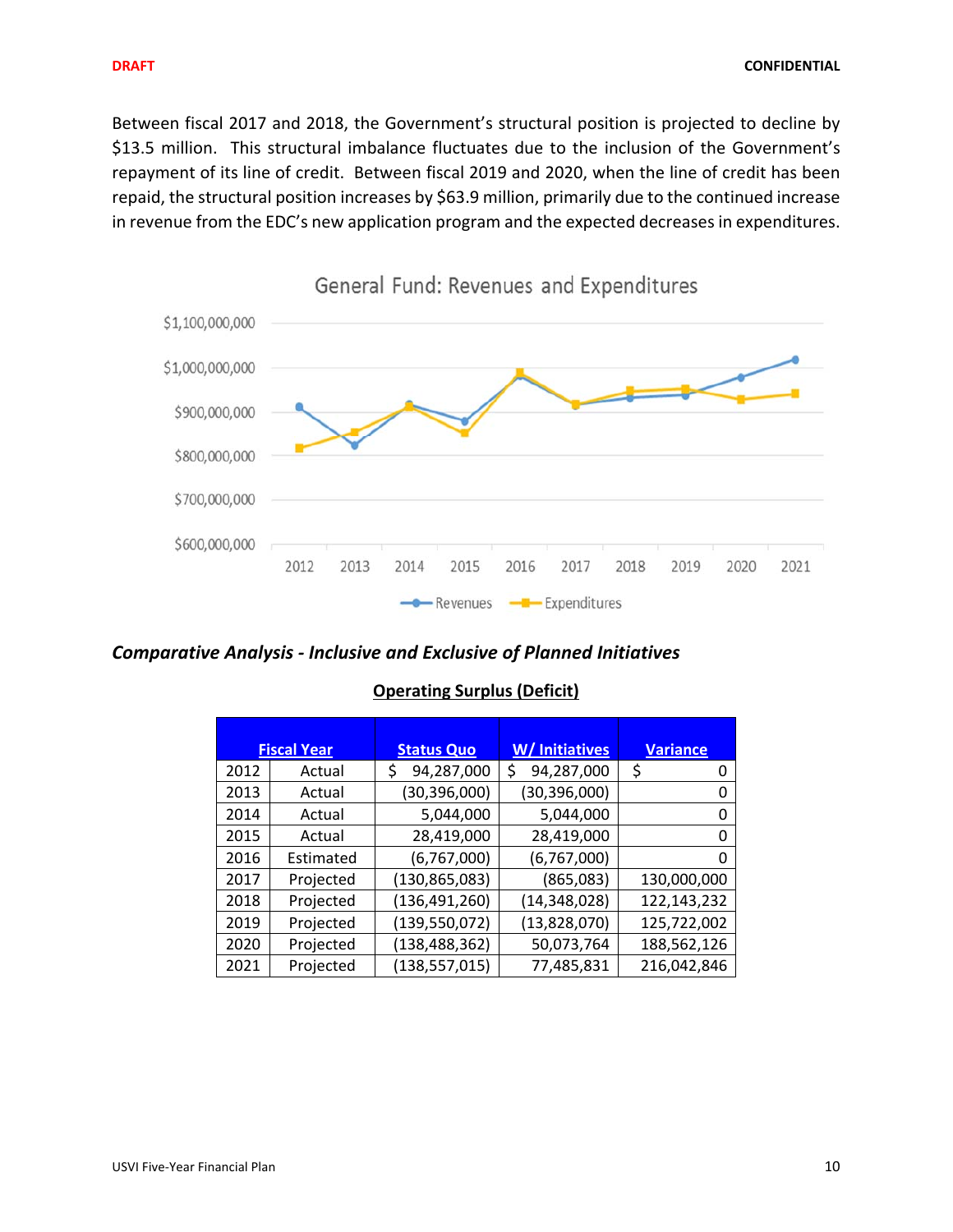Between fiscal 2017 and 2018, the Government's structural position is projected to decline by $13.5 million. This structural imbalance fluctuates due to the inclusion of the Government's repayment of its line of credit. Between fiscal 2019 and 2020, when the line of credit has been repaid, the structural position increases by $63.9 million, primarily due to the continued increase in revenue from the EDC's new application program and the expected decreases in expenditures.

General Fund: Revenues and Expenditures

### *Comparative Analysis - Inclusive and Exclusive of Planned Initiatives*

**Operating Surplus (Deficit)**

| Fiscal Year | | Status Quo | W/ Initiatives | Variance |
|---|---|---|---|---|
| 2012 | Actual | $ 94,287,000 | $ 94,287,000 | $ 0 |
| 2013 | Actual | (30,396,000) | (30,396,000) | 0 |
| 2014 | Actual | 5,044,000 | 5,044,000 | 0 |
| 2015 | Actual | 28,419,000 | 28,419,000 | 0 |
| 2016 | Estimated | (6,767,000) | (6,767,000) | 0 |
| 2017 | Projected | (130,865,083) | (865,083) | 130,000,000 |
| 2018 | Projected | (136,491,260) | (14,348,028) | 122,143,232 |
| 2019 | Projected | (139,550,072) | (13,828,070) | 125,722,002 |
| 2020 | Projected | (138,488,362) | 50,073,764 | 188,562,126 |
| 2021 | Projected | (138,557,015) | 77,485,831 | 216,042,846 |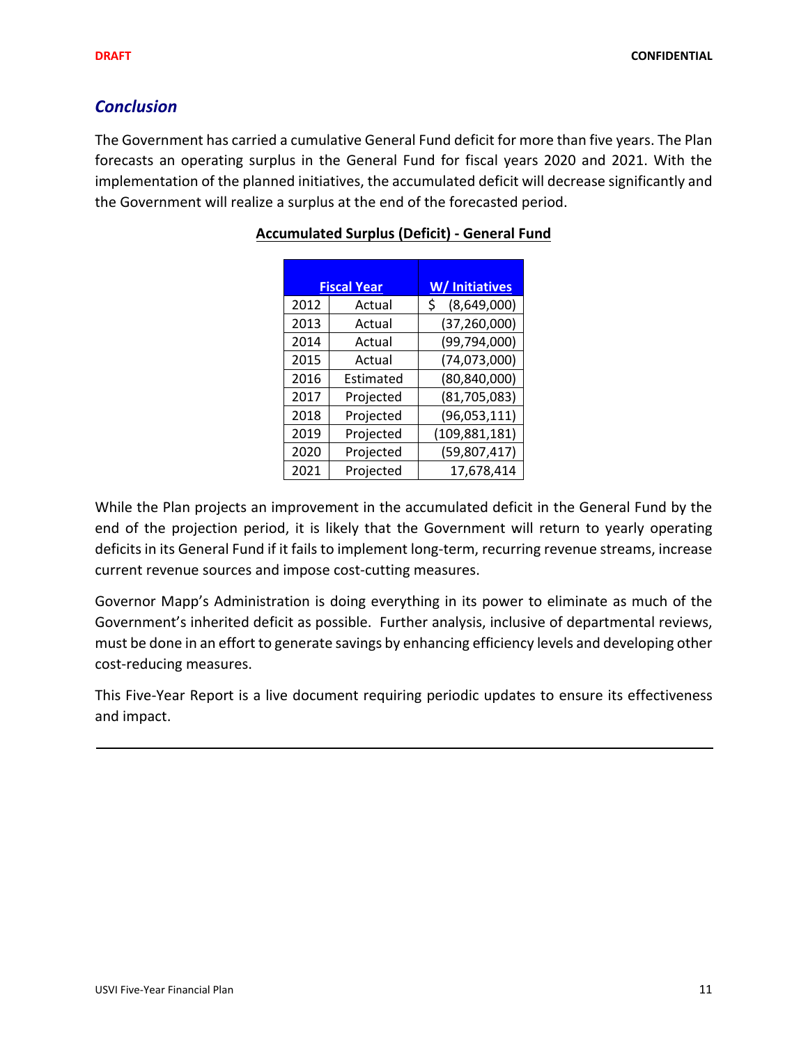## *Conclusion*

The Government has carried a cumulative General Fund deficit for more than five years. The Plan forecasts an operating surplus in the General Fund for fiscal years 2020 and 2021. With the implementation of the planned initiatives, the accumulated deficit will decrease significantly and the Government will realize a surplus at the end of the forecasted period.

**Accumulated Surplus (Deficit) - General Fund**

| Fiscal Year | | W/ Initiatives |
|---|---|---|
| 2012 | Actual | $ (8,649,000) |
| 2013 | Actual | (37,260,000) |
| 2014 | Actual | (99,794,000) |
| 2015 | Actual | (74,073,000) |
| 2016 | Estimated | (80,840,000) |
| 2017 | Projected | (81,705,083) |
| 2018 | Projected | (96,053,111) |
| 2019 | Projected | (109,881,181) |
| 2020 | Projected | (59,807,417) |
| 2021 | Projected | 17,678,414 |

While the Plan projects an improvement in the accumulated deficit in the General Fund by the end of the projection period, it is likely that the Government will return to yearly operating deficits in its General Fund if it fails to implement long-term, recurring revenue streams, increase current revenue sources and impose cost-cutting measures.

Governor Mapp's Administration is doing everything in its power to eliminate as much of the Government's inherited deficit as possible. Further analysis, inclusive of departmental reviews, must be done in an effort to generate savings by enhancing efficiency levels and developing other cost-reducing measures.

This Five-Year Report is a live document requiring periodic updates to ensure its effectiveness and impact.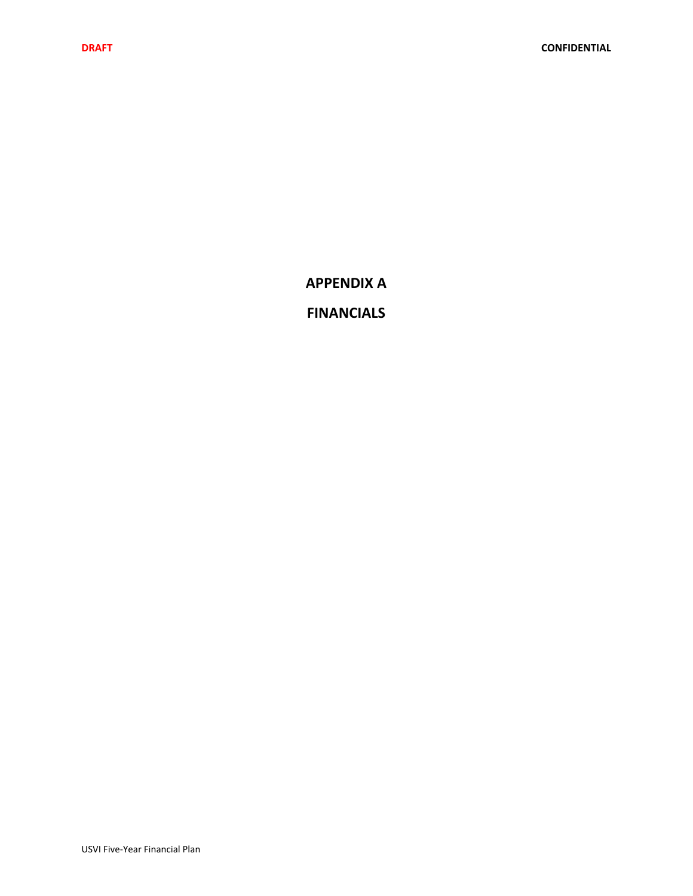# APPENDIX A

# FINANCIALS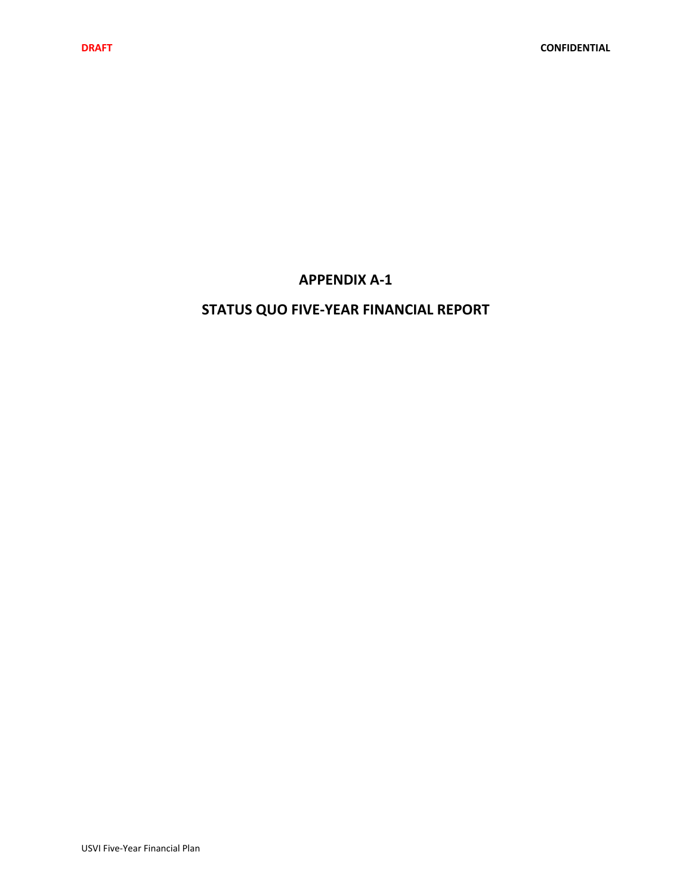# APPENDIX A-1

# STATUS QUO FIVE-YEAR FINANCIAL REPORT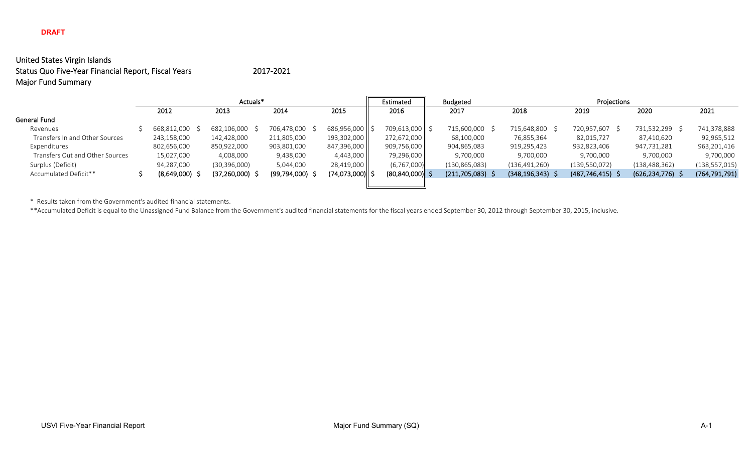**DRAFT**

# United States Virgin Islands
## Status Quo Five-Year Financial Report, Fiscal Years 2017-2021
## Major Fund Summary

| | Actuals* | | | | Estimated | Budgeted | Projections | | | |
|---|---|---|---|---|---|---|---|---|---|---|
| | 2012 | 2013 | 2014 | 2015 | 2016 | 2017 | 2018 | 2019 | 2020 | 2021 |
| **General Fund** | | | | | | | | | | |
| Revenues | $ 668,812,000 | $ 682,106,000 | $ 706,478,000 | $ 686,956,000 | $ 709,613,000 | $ 715,600,000 | $ 715,648,800 | $ 720,957,607 | $ 731,532,299 | $ 741,378,888 |
| Transfers In and Other Sources | 243,158,000 | 142,428,000 | 211,805,000 | 193,302,000 | 272,672,000 | 68,100,000 | 76,855,364 | 82,015,727 | 87,410,620 | 92,965,512 |
| Expenditures | 802,656,000 | 850,922,000 | 903,801,000 | 847,396,000 | 909,756,000 | 904,865,083 | 919,295,423 | 932,823,406 | 947,731,281 | 963,201,416 |
| Transfers Out and Other Sources | 15,027,000 | 4,008,000 | 9,438,000 | 4,443,000 | 79,296,000 | 9,700,000 | 9,700,000 | 9,700,000 | 9,700,000 | 9,700,000 |
| Surplus (Deficit) | 94,287,000 | (30,396,000) | 5,044,000 | 28,419,000 | (6,767,000) | (130,865,083) | (136,491,260) | (139,550,072) | (138,488,362) | (138,557,015) |
| Accumulated Deficit** | $ (8,649,000) | $ (37,260,000) | $ (99,794,000) | $ (74,073,000) | $ (80,840,000) | $ (211,705,083) | $ (348,196,343) | $ (487,746,415) | $ (626,234,776) | $ (764,791,791) |

\* Results taken from the Government's audited financial statements.

\*\*Accumulated Deficit is equal to the Unassigned Fund Balance from the Government's audited financial statements for the fiscal years ended September 30, 2012 through September 30, 2015, inclusive.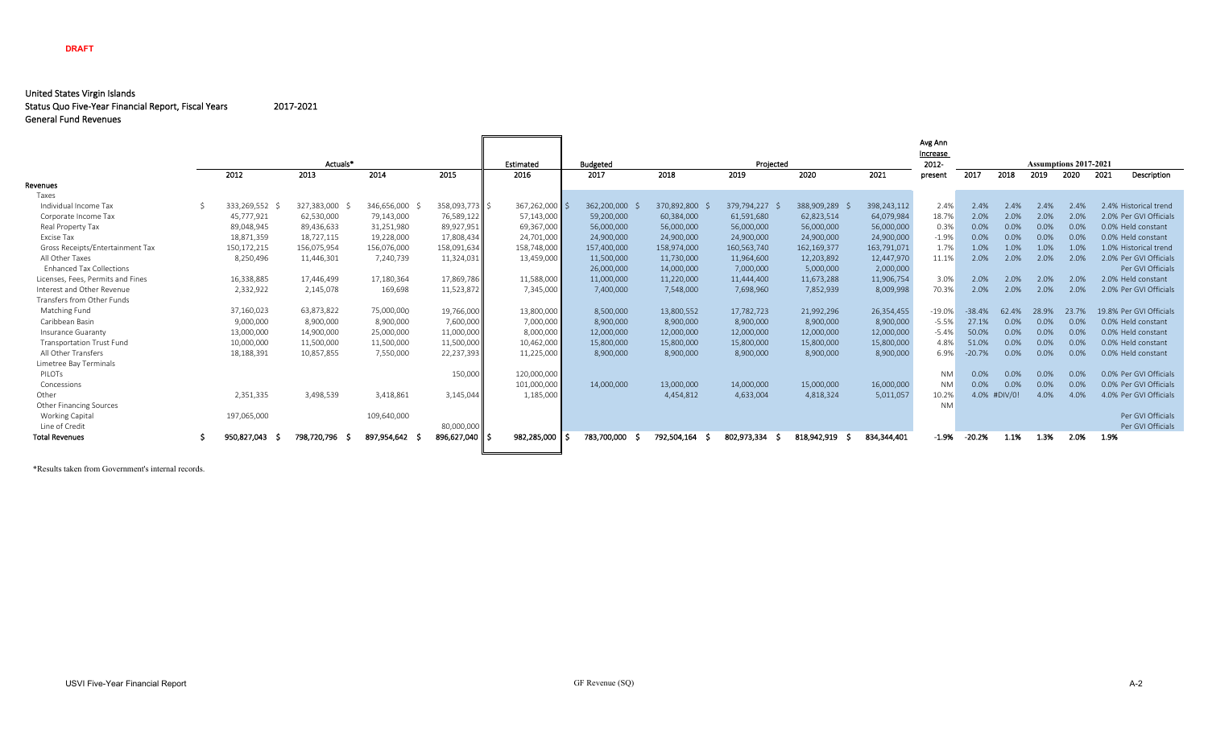**DRAFT**

United States Virgin Islands
Status Quo Five-Year Financial Report, Fiscal Years 2017-2021
General Fund Revenues

| | Actuals* | | | | Estimated | Budgeted | Projected | | | | Avg Ann Increase 2012- | Assumptions 2017-2021 | | | | | |
|---|---|---|---|---|---|---|---|---|---|---|---|---|---|---|---|---|---|
| | 2012 | 2013 | 2014 | 2015 | 2016 | 2017 | 2018 | 2019 | 2020 | 2021 | present | 2017 | 2018 | 2019 | 2020 | 2021 | Description |
| **Revenues** | | | | | | | | | | | | | | | | | |
| Taxes | | | | | | | | | | | | | | | | | |
| Individual Income Tax | $ 333,269,552 | $ 327,383,000 | $ 346,656,000 | $ 358,093,773 | $ 367,262,000 | $ 362,200,000 | $ 370,892,800 | $ 379,794,227 | $ 388,909,289 | $ 398,243,112 | 2.4% | 2.4% | 2.4% | 2.4% | 2.4% | 2.4% | Historical trend |
| Corporate Income Tax | 45,777,921 | 62,530,000 | 79,143,000 | 76,589,122 | 57,143,000 | 59,200,000 | 60,384,000 | 61,591,680 | 62,823,514 | 64,079,984 | 18.7% | 2.0% | 2.0% | 2.0% | 2.0% | 2.0% | Per GVI Officials |
| Real Property Tax | 89,048,945 | 89,436,633 | 31,251,980 | 89,927,951 | 69,367,000 | 56,000,000 | 56,000,000 | 56,000,000 | 56,000,000 | 56,000,000 | 0.3% | 0.0% | 0.0% | 0.0% | 0.0% | 0.0% | Held constant |
| Excise Tax | 18,871,359 | 18,727,115 | 19,228,000 | 17,808,434 | 24,701,000 | 24,900,000 | 24,900,000 | 24,900,000 | 24,900,000 | 24,900,000 | -1.9% | 0.0% | 0.0% | 0.0% | 0.0% | 0.0% | Held constant |
| Gross Receipts/Entertainment Tax | 150,172,215 | 156,075,954 | 156,076,000 | 158,091,634 | 158,748,000 | 157,400,000 | 158,974,000 | 160,563,740 | 162,169,377 | 163,791,071 | 1.7% | 1.0% | 1.0% | 1.0% | 1.0% | 1.0% | Historical trend |
| All Other Taxes | 8,250,496 | 11,446,301 | 7,240,739 | 11,324,031 | 13,459,000 | 11,500,000 | 11,730,000 | 11,964,600 | 12,203,892 | 12,447,970 | 11.1% | 2.0% | 2.0% | 2.0% | 2.0% | 2.0% | Per GVI Officials |
| Enhanced Tax Collections | | | | | | 26,000,000 | 14,000,000 | 7,000,000 | 5,000,000 | 2,000,000 | | | | | | | Per GVI Officials |
| Licenses, Fees, Permits and Fines | 16,338,885 | 17,446,499 | 17,180,364 | 17,869,786 | 11,588,000 | 11,000,000 | 11,220,000 | 11,444,400 | 11,673,288 | 11,906,754 | 3.0% | 2.0% | 2.0% | 2.0% | 2.0% | 2.0% | Held constant |
| Interest and Other Revenue | 2,332,922 | 2,145,078 | 169,698 | 11,523,872 | 7,345,000 | 7,400,000 | 7,548,000 | 7,698,960 | 7,852,939 | 8,009,998 | 70.3% | 2.0% | 2.0% | 2.0% | 2.0% | 2.0% | Per GVI Officials |
| Transfers from Other Funds | | | | | | | | | | | | | | | | | |
| Matching Fund | 37,160,023 | 63,873,822 | 75,000,000 | 19,766,000 | 13,800,000 | 8,500,000 | 13,800,552 | 17,782,723 | 21,992,296 | 26,354,455 | -19.0% | -38.4% | 62.4% | 28.9% | 23.7% | 19.8% | Per GVI Officials |
| Caribbean Basin | 9,000,000 | 8,900,000 | 8,900,000 | 7,600,000 | 7,000,000 | 8,900,000 | 8,900,000 | 8,900,000 | 8,900,000 | 8,900,000 | -5.5% | 27.1% | 0.0% | 0.0% | 0.0% | 0.0% | Held constant |
| Insurance Guaranty | 13,000,000 | 14,900,000 | 25,000,000 | 11,000,000 | 8,000,000 | 12,000,000 | 12,000,000 | 12,000,000 | 12,000,000 | 12,000,000 | -5.4% | 50.0% | 0.0% | 0.0% | 0.0% | 0.0% | Held constant |
| Transportation Trust Fund | 10,000,000 | 11,500,000 | 11,500,000 | 11,500,000 | 10,462,000 | 15,800,000 | 15,800,000 | 15,800,000 | 15,800,000 | 15,800,000 | 4.8% | 51.0% | 0.0% | 0.0% | 0.0% | 0.0% | Held constant |
| All Other Transfers | 18,188,391 | 10,857,855 | 7,550,000 | 22,237,393 | 11,225,000 | 8,900,000 | 8,900,000 | 8,900,000 | 8,900,000 | 8,900,000 | 6.9% | -20.7% | 0.0% | 0.0% | 0.0% | 0.0% | Held constant |
| Limetree Bay Terminals | | | | | | | | | | | | | | | | | |
| PILOTs | | | | 150,000 | 120,000,000 | | | | | | NM | 0.0% | 0.0% | 0.0% | 0.0% | 0.0% | Per GVI Officials |
| Concessions | | | | | 101,000,000 | 14,000,000 | 13,000,000 | 14,000,000 | 15,000,000 | 16,000,000 | NM | 0.0% | 0.0% | 0.0% | 0.0% | 0.0% | Per GVI Officials |
| Other | 2,351,335 | 3,498,539 | 3,418,861 | 3,145,044 | 1,185,000 | | 4,454,812 | 4,633,004 | 4,818,324 | 5,011,057 | 10.2% | 4.0% | #DIV/0! | 4.0% | 4.0% | 4.0% | Per GVI Officials |
| Other Financing Sources | | | | | | | | | | | NM | | | | | | |
| Working Capital | 197,065,000 | | 109,640,000 | | | | | | | | | | | | | | Per GVI Officials |
| Line of Credit | | | | 80,000,000 | | | | | | | | | | | | | Per GVI Officials |
| **Total Revenues** | $ 950,827,043 | $ 798,720,796 | $ 897,954,642 | $ 896,627,040 | $ 982,285,000 | $ 783,700,000 | $ 792,504,164 | $ 802,973,334 | $ 818,942,919 | $ 834,344,401 | -1.9% | -20.2% | 1.1% | 1.3% | 2.0% | 1.9% | |

*Results taken from Government's internal records.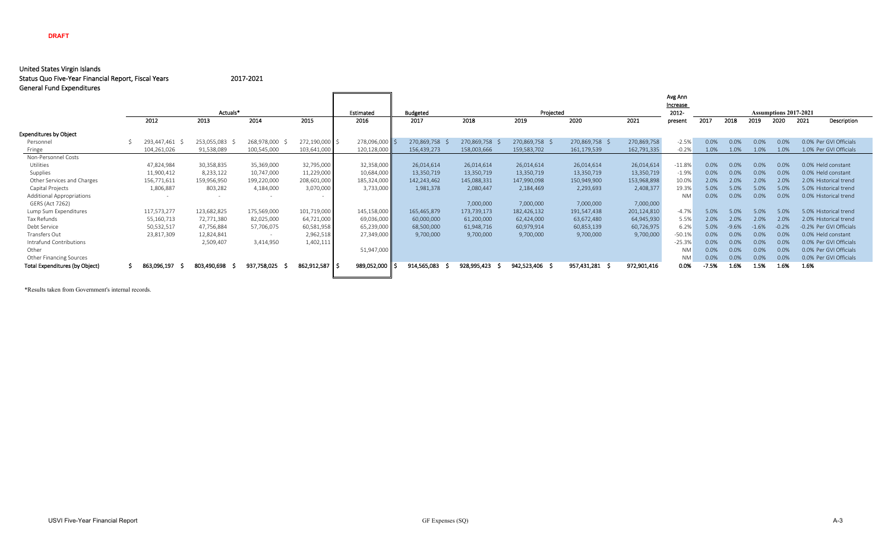**DRAFT**

United States Virgin Islands
Status Quo Five-Year Financial Report, Fiscal Years 2017-2021
General Fund Expenditures

| | Actuals* | | | | Estimated | Budgeted | Projected | | | | Avg Ann Increase | Assumptions 2017-2021 | | | | | |
|---|---|---|---|---|---|---|---|---|---|---|---|---|---|---|---|---|---|
| | 2012 | 2013 | 2014 | 2015 | 2016 | 2017 | 2018 | 2019 | 2020 | 2021 | 2012-present | 2017 | 2018 | 2019 | 2020 | 2021 | Description |
| **Expenditures by Object** | | | | | | | | | | | | | | | | | |
| Personnel | $ 293,447,461 | $ 253,055,083 | $ 268,978,000 | $ 272,190,000 | $ 278,096,000 | $ 270,869,758 | $ 270,869,758 | $ 270,869,758 | $ 270,869,758 | $ 270,869,758 | -2.5% | 0.0% | 0.0% | 0.0% | 0.0% | 0.0% | Per GVI Officials |
| Fringe | 104,261,026 | 91,538,089 | 100,545,000 | 103,641,000 | 120,128,000 | 156,439,273 | 158,003,666 | 159,583,702 | 161,179,539 | 162,791,335 | -0.2% | 1.0% | 1.0% | 1.0% | 1.0% | 1.0% | Per GVI Officials |
| Non-Personnel Costs | | | | | | | | | | | | | | | | | |
| Utilities | 47,824,984 | 30,358,835 | 35,369,000 | 32,795,000 | 32,358,000 | 26,014,614 | 26,014,614 | 26,014,614 | 26,014,614 | 26,014,614 | -11.8% | 0.0% | 0.0% | 0.0% | 0.0% | 0.0% | Held constant |
| Supplies | 11,900,412 | 8,233,122 | 10,747,000 | 11,229,000 | 10,684,000 | 13,350,719 | 13,350,719 | 13,350,719 | 13,350,719 | 13,350,719 | -1.9% | 0.0% | 0.0% | 0.0% | 0.0% | 0.0% | Held constant |
| Other Services and Charges | 156,771,611 | 159,956,950 | 199,220,000 | 208,601,000 | 185,324,000 | 142,243,462 | 145,088,331 | 147,990,098 | 150,949,900 | 153,968,898 | 10.0% | 2.0% | 2.0% | 2.0% | 2.0% | 2.0% | Historical trend |
| Capital Projects | 1,806,887 | 803,282 | 4,184,000 | 3,070,000 | 3,733,000 | 1,981,378 | 2,080,447 | 2,184,469 | 2,293,693 | 2,408,377 | 19.3% | 5.0% | 5.0% | 5.0% | 5.0% | 5.0% | Historical trend |
| Additional Appropriations | - | - | - | - | | | | | | | NM | 0.0% | 0.0% | 0.0% | 0.0% | 0.0% | Historical trend |
| GERS (Act 7262) | | | | | | | 7,000,000 | 7,000,000 | 7,000,000 | 7,000,000 | | | | | | | |
| Lump Sum Expenditures | 117,573,277 | 123,682,825 | 175,569,000 | 101,719,000 | 145,158,000 | 165,465,879 | 173,739,173 | 182,426,132 | 191,547,438 | 201,124,810 | -4.7% | 5.0% | 5.0% | 5.0% | 5.0% | 5.0% | Historical trend |
| Tax Refunds | 55,160,713 | 72,771,380 | 82,025,000 | 64,721,000 | 69,036,000 | 60,000,000 | 61,200,000 | 62,424,000 | 63,672,480 | 64,945,930 | 5.5% | 2.0% | 2.0% | 2.0% | 2.0% | 2.0% | Historical trend |
| Debt Service | 50,532,517 | 47,756,884 | 57,706,075 | 60,581,958 | 65,239,000 | 68,500,000 | 61,948,716 | 60,979,914 | 60,853,139 | 60,726,975 | 6.2% | 5.0% | -9.6% | -1.6% | -0.2% | -0.2% | Per GVI Officials |
| Transfers Out | 23,817,309 | 12,824,841 | - | 2,962,518 | 27,349,000 | 9,700,000 | 9,700,000 | 9,700,000 | 9,700,000 | 9,700,000 | -50.1% | 0.0% | 0.0% | 0.0% | 0.0% | 0.0% | Held constant |
| Intrafund Contributions | | 2,509,407 | 3,414,950 | 1,402,111 | | | | | | | -25.3% | 0.0% | 0.0% | 0.0% | 0.0% | 0.0% | Per GVI Officials |
| Other | | | | | 51,947,000 | | | | | | NM | 0.0% | 0.0% | 0.0% | 0.0% | 0.0% | Per GVI Officials |
| Other Financing Sources | | | | | | | | | | | NM | 0.0% | 0.0% | 0.0% | 0.0% | 0.0% | Per GVI Officials |
| **Total Expenditures (by Object)** | **$ 863,096,197** | **$ 803,490,698** | **$ 937,758,025** | **$ 862,912,587** | **$ 989,052,000** | **$ 914,565,083** | **$ 928,995,423** | **$ 942,523,406** | **$ 957,431,281** | **$ 972,901,416** | **0.0%** | **-7.5%** | **1.6%** | **1.5%** | **1.6%** | **1.6%** | |

*Results taken from Government's internal records.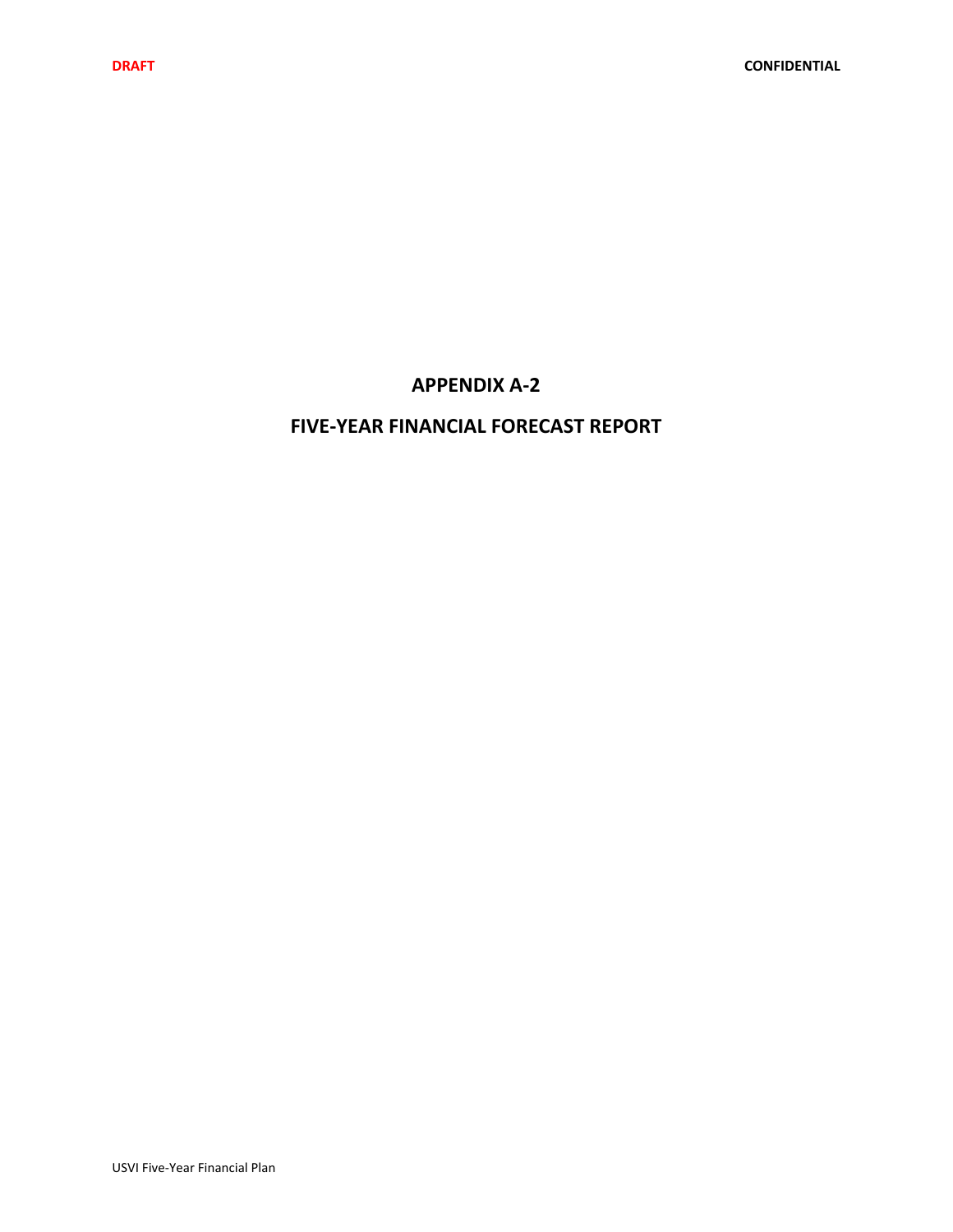# APPENDIX A-2

# FIVE-YEAR FINANCIAL FORECAST REPORT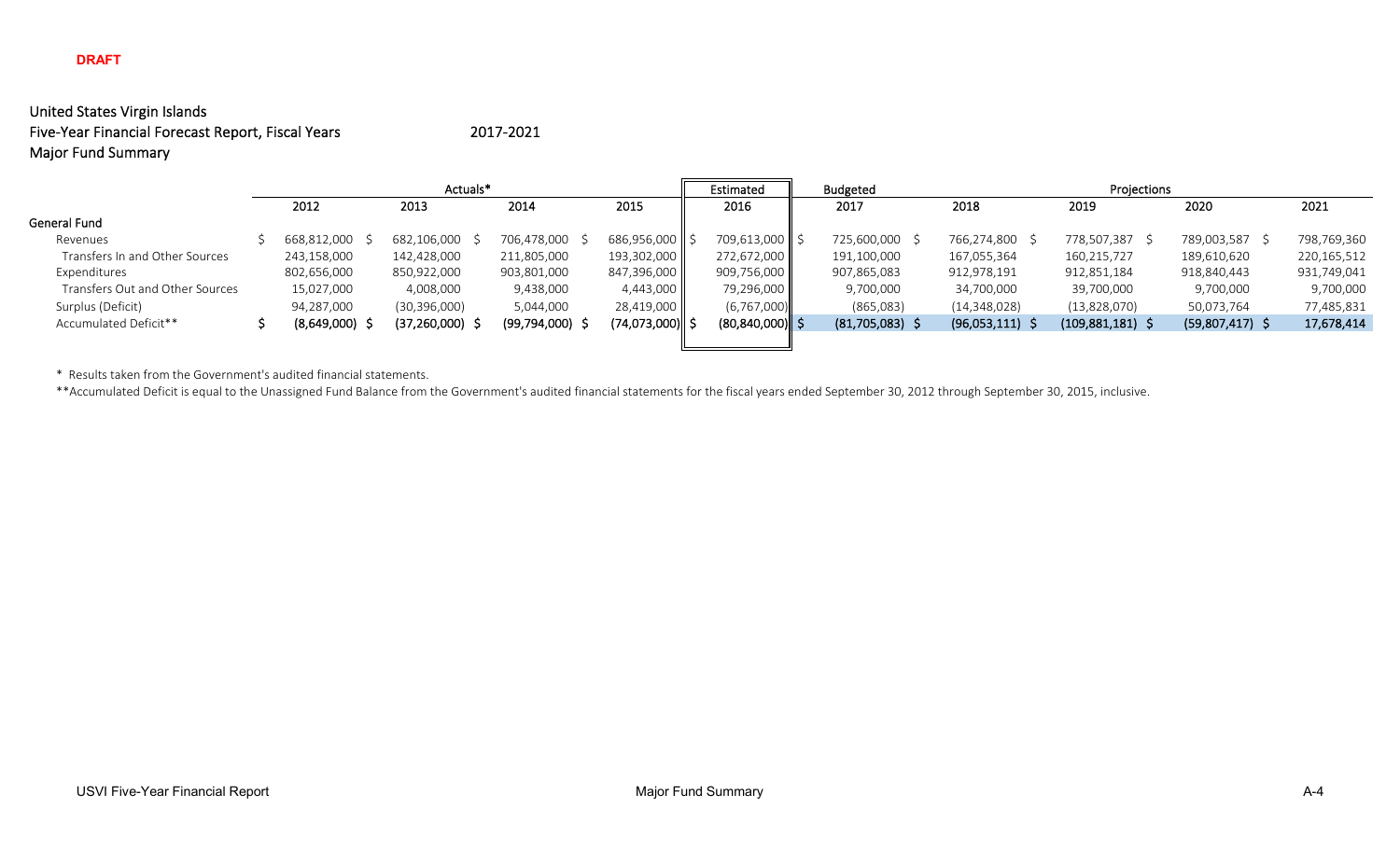**DRAFT**

United States Virgin Islands
Five-Year Financial Forecast Report, Fiscal Years 2017-2021
Major Fund Summary

| | Actuals* | | | | Estimated | Budgeted | Projections | | | |
|---|---|---|---|---|---|---|---|---|---|---|
| | 2012 | 2013 | 2014 | 2015 | 2016 | 2017 | 2018 | 2019 | 2020 | 2021 |
| **General Fund** | | | | | | | | | | |
| Revenues | $ 668,812,000 | $ 682,106,000 | $ 706,478,000 | $ 686,956,000 | $ 709,613,000 | $ 725,600,000 | $ 766,274,800 | $ 778,507,387 | $ 789,003,587 | $ 798,769,360 |
| Transfers In and Other Sources | 243,158,000 | 142,428,000 | 211,805,000 | 193,302,000 | 272,672,000 | 191,100,000 | 167,055,364 | 160,215,727 | 189,610,620 | 220,165,512 |
| Expenditures | 802,656,000 | 850,922,000 | 903,801,000 | 847,396,000 | 909,756,000 | 907,865,083 | 912,978,191 | 912,851,184 | 918,840,443 | 931,749,041 |
| Transfers Out and Other Sources | 15,027,000 | 4,008,000 | 9,438,000 | 4,443,000 | 79,296,000 | 9,700,000 | 34,700,000 | 39,700,000 | 9,700,000 | 9,700,000 |
| Surplus (Deficit) | 94,287,000 | (30,396,000) | 5,044,000 | 28,419,000 | (6,767,000) | (865,083) | (14,348,028) | (13,828,070) | 50,073,764 | 77,485,831 |
| Accumulated Deficit** | $ (8,649,000) | $ (37,260,000) | $ (99,794,000) | $ (74,073,000) | $ (80,840,000) | $ (81,705,083) | $ (96,053,111) | $ (109,881,181) | $ (59,807,417) | $ 17,678,414 |

\* Results taken from the Government's audited financial statements.

**Accumulated Deficit is equal to the Unassigned Fund Balance from the Government's audited financial statements for the fiscal years ended September 30, 2012 through September 30, 2015, inclusive.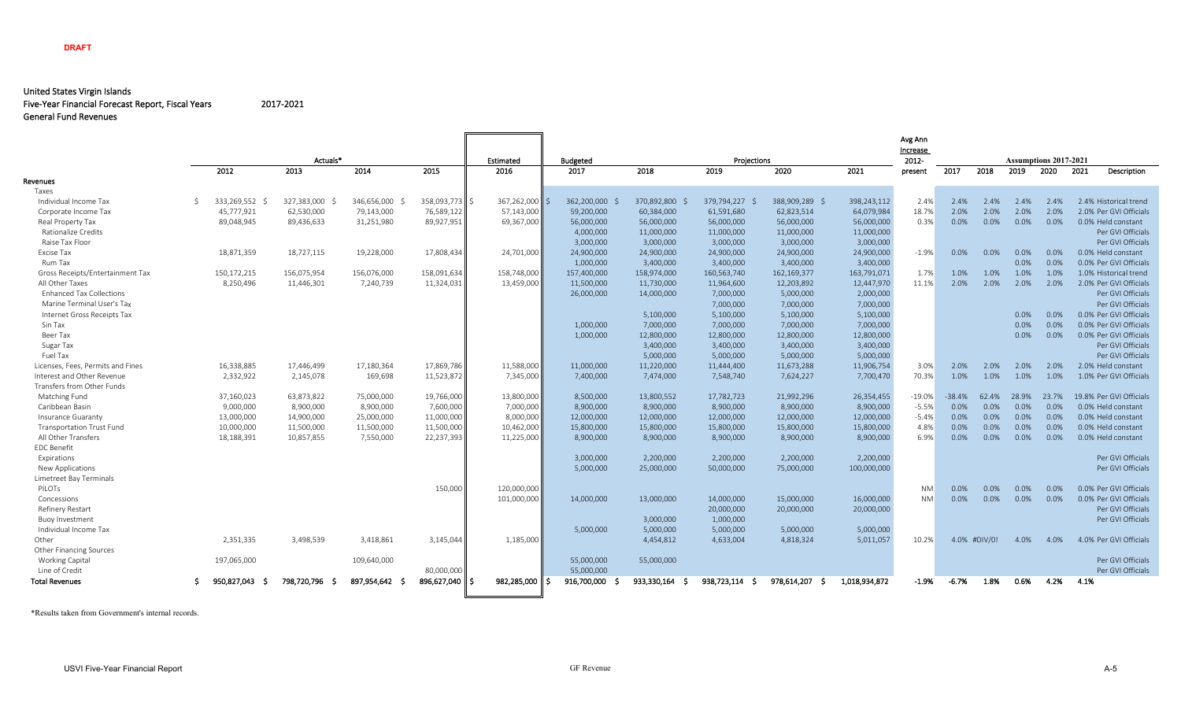**DRAFT**

United States Virgin Islands
Five-Year Financial Forecast Report, Fiscal Years 2017-2021
General Fund Revenues

| | Actuals* | | | | Estimated | Budgeted | Projections | | | | Avg Ann Increase 2012- | Assumptions 2017-2021 | | | | | |
|---|---|---|---|---|---|---|---|---|---|---|---|---|---|---|---|---|---|
| | 2012 | 2013 | 2014 | 2015 | 2016 | 2017 | 2018 | 2019 | 2020 | 2021 | present | 2017 | 2018 | 2019 | 2020 | 2021 | Description |
| **Revenues** | | | | | | | | | | | | | | | | | |
| Taxes | | | | | | | | | | | | | | | | | |
| Individual Income Tax | $ 333,269,552 | $ 327,383,000 | $ 346,656,000 | $ 358,093,773 | $ 367,262,000 | $ 362,200,000 | $ 370,892,800 | $ 379,794,227 | $ 388,909,289 | $ 398,243,112 | 2.4% | 2.4% | 2.4% | 2.4% | 2.4% | 2.4% | Historical trend |
| Corporate Income Tax | 45,777,921 | 62,530,000 | 79,143,000 | 76,589,122 | 57,143,000 | 59,200,000 | 60,384,000 | 61,591,680 | 62,823,514 | 64,079,984 | 18.7% | 2.0% | 2.0% | 2.0% | 2.0% | 2.0% | Per GVI Officials |
| Real Property Tax | 89,048,945 | 89,436,633 | 31,251,980 | 89,927,951 | 69,367,000 | 56,000,000 | 56,000,000 | 56,000,000 | 56,000,000 | 56,000,000 | 0.3% | 0.0% | 0.0% | 0.0% | 0.0% | 0.0% | Held constant |
| Rationalize Credits | | | | | | 4,000,000 | 11,000,000 | 11,000,000 | 11,000,000 | 11,000,000 | | | | | | | Per GVI Officials |
| Raise Tax Floor | | | | | | 3,000,000 | 3,000,000 | 3,000,000 | 3,000,000 | 3,000,000 | | | | | | | Per GVI Officials |
| Excise Tax | 18,871,359 | 18,727,115 | 19,228,000 | 17,808,434 | 24,701,000 | 24,900,000 | 24,900,000 | 24,900,000 | 24,900,000 | 24,900,000 | -1.9% | 0.0% | 0.0% | 0.0% | 0.0% | 0.0% | Held constant |
| Rum Tax | | | | | | 1,000,000 | 3,400,000 | 3,400,000 | 3,400,000 | 3,400,000 | | | | 0.0% | 0.0% | 0.0% | Per GVI Officials |
| Gross Receipts/Entertainment Tax | 150,172,215 | 156,075,954 | 156,076,000 | 158,091,634 | 158,748,000 | 157,400,000 | 158,974,000 | 160,563,740 | 162,169,377 | 163,791,071 | 1.7% | 1.0% | 1.0% | 1.0% | 1.0% | 1.0% | Historical trend |
| All Other Taxes | 8,250,496 | 11,446,301 | 7,240,739 | 11,324,031 | 13,459,000 | 11,500,000 | 11,730,000 | 11,964,600 | 12,203,892 | 12,447,970 | 11.1% | 2.0% | 2.0% | 2.0% | 2.0% | 2.0% | Per GVI Officials |
| Enhanced Tax Collections | | | | | | 26,000,000 | 14,000,000 | 7,000,000 | 5,000,000 | 2,000,000 | | | | | | | Per GVI Officials |
| Marine Terminal User's Tax | | | | | | | | 7,000,000 | 7,000,000 | 7,000,000 | | | | | | | Per GVI Officials |
| Internet Gross Receipts Tax | | | | | | | 5,100,000 | 5,100,000 | 5,100,000 | 5,100,000 | | | | 0.0% | 0.0% | 0.0% | Per GVI Officials |
| Sin Tax | | | | | | 1,000,000 | 7,000,000 | 7,000,000 | 7,000,000 | 7,000,000 | | | | 0.0% | 0.0% | 0.0% | Per GVI Officials |
| Beer Tax | | | | | | 1,000,000 | 12,800,000 | 12,800,000 | 12,800,000 | 12,800,000 | | | | 0.0% | 0.0% | 0.0% | Per GVI Officials |
| Sugar Tax | | | | | | | 3,400,000 | 3,400,000 | 3,400,000 | 3,400,000 | | | | | | | Per GVI Officials |
| Fuel Tax | | | | | | | 5,000,000 | 5,000,000 | 5,000,000 | 5,000,000 | | | | | | | Per GVI Officials |
| Licenses, Fees, Permits and Fines | 16,338,885 | 17,446,499 | 17,180,364 | 17,869,786 | 11,588,000 | 11,000,000 | 11,220,000 | 11,444,400 | 11,673,288 | 11,906,754 | 3.0% | 2.0% | 2.0% | 2.0% | 2.0% | 2.0% | Held constant |
| Interest and Other Revenue | 2,332,922 | 2,145,078 | 169,698 | 11,523,872 | 7,345,000 | 7,400,000 | 7,474,000 | 7,548,740 | 7,624,227 | 7,700,470 | 70.3% | 1.0% | 1.0% | 1.0% | 1.0% | 1.0% | Per GVI Officials |
| Transfers from Other Funds | | | | | | | | | | | | | | | | | |
| Matching Fund | 37,160,023 | 63,873,822 | 75,000,000 | 19,766,000 | 13,800,000 | 8,500,000 | 13,800,552 | 17,782,723 | 21,992,296 | 26,354,455 | -19.0% | -38.4% | 62.4% | 28.9% | 23.7% | 19.8% | Per GVI Officials |
| Caribbean Basin | 9,000,000 | 8,900,000 | 8,900,000 | 7,600,000 | 7,000,000 | 8,900,000 | 8,900,000 | 8,900,000 | 8,900,000 | 8,900,000 | -5.5% | 0.0% | 0.0% | 0.0% | 0.0% | 0.0% | Held constant |
| Insurance Guaranty | 13,000,000 | 14,900,000 | 25,000,000 | 11,000,000 | 8,000,000 | 12,000,000 | 12,000,000 | 12,000,000 | 12,000,000 | 12,000,000 | -5.4% | 0.0% | 0.0% | 0.0% | 0.0% | 0.0% | Held constant |
| Transportation Trust Fund | 10,000,000 | 11,500,000 | 11,500,000 | 11,500,000 | 10,462,000 | 15,800,000 | 15,800,000 | 15,800,000 | 15,800,000 | 15,800,000 | 4.8% | 0.0% | 0.0% | 0.0% | 0.0% | 0.0% | Held constant |
| All Other Transfers | 18,188,391 | 10,857,855 | 7,550,000 | 22,237,393 | 11,225,000 | 8,900,000 | 8,900,000 | 8,900,000 | 8,900,000 | 8,900,000 | 6.9% | 0.0% | 0.0% | 0.0% | 0.0% | 0.0% | Held constant |
| EDC Benefit | | | | | | | | | | | | | | | | | |
| Expirations | | | | | | 3,000,000 | 2,200,000 | 2,200,000 | 2,200,000 | 2,200,000 | | | | | | | Per GVI Officials |
| New Applications | | | | | | 5,000,000 | 25,000,000 | 50,000,000 | 75,000,000 | 100,000,000 | | | | | | | Per GVI Officials |
| Limetreet Bay Terminals | | | | | | | | | | | | | | | | | |
| PILOTs | | | | 150,000 | 120,000,000 | | | | | | NM | 0.0% | 0.0% | 0.0% | 0.0% | 0.0% | Per GVI Officials |
| Concessions | | | | | 101,000,000 | 14,000,000 | 13,000,000 | 14,000,000 | 15,000,000 | 16,000,000 | NM | 0.0% | 0.0% | 0.0% | 0.0% | 0.0% | Per GVI Officials |
| Refinery Restart | | | | | | | | 20,000,000 | 20,000,000 | 20,000,000 | | | | | | | Per GVI Officials |
| Buoy Investment | | | | | | | 3,000,000 | 1,000,000 | | | | | | | | | Per GVI Officials |
| Individual Income Tax | | | | | | 5,000,000 | 5,000,000 | 5,000,000 | 5,000,000 | 5,000,000 | | | | | | | |
| Other | 2,351,335 | 3,498,539 | 3,418,861 | 3,145,044 | 1,185,000 | | 4,454,812 | 4,633,004 | 4,818,324 | 5,011,057 | 10.2% | 4.0% | #DIV/0! | 4.0% | 4.0% | 4.0% | Per GVI Officials |
| Other Financing Sources | | | | | | | | | | | | | | | | | |
| Working Capital | 197,065,000 | | 109,640,000 | | | 55,000,000 | 55,000,000 | | | | | | | | | | Per GVI Officials |
| Line of Credit | | | | 80,000,000 | | 55,000,000 | | | | | | | | | | | Per GVI Officials |
| **Total Revenues** | $ 950,827,043 | $ 798,720,796 | $ 897,954,642 | $ 896,627,040 | $ 982,285,000 | $ 916,700,000 | $ 933,330,164 | $ 938,723,114 | $ 978,614,207 | $ 1,018,934,872 | -1.9% | -6.7% | 1.8% | 0.6% | 4.2% | 4.1% | |

*Results taken from Government's internal records.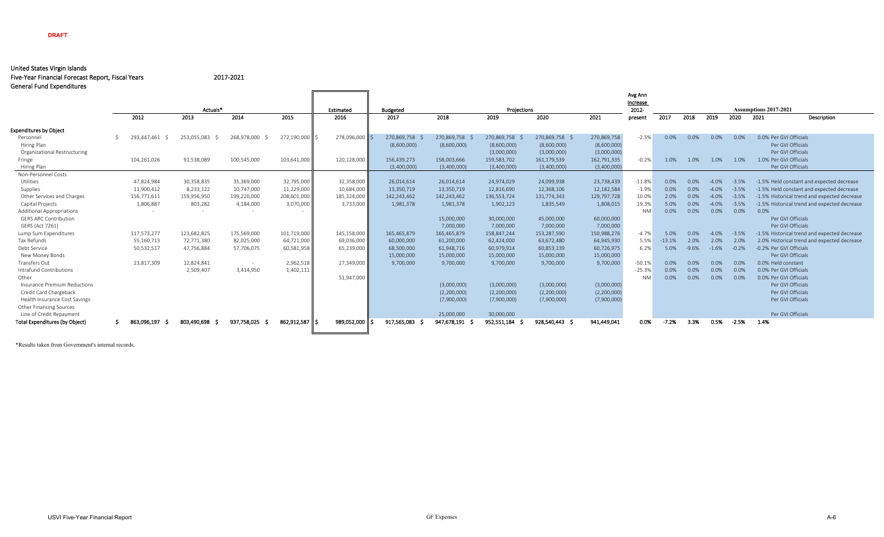**DRAFT**

United States Virgin Islands
Five-Year Financial Forecast Report, Fiscal Years 2017-2021
General Fund Expenditures

| | Actuals* | | | | Estimated | Budgeted | Projections | | | | Avg Ann Increase | Assumptions 2017-2021 | | | | | |
|---|---|---|---|---|---|---|---|---|---|---|---|---|---|---|---|---|---|
| | 2012 | 2013 | 2014 | 2015 | 2016 | 2017 | 2018 | 2019 | 2020 | 2021 | 2012-present | 2017 | 2018 | 2019 | 2020 | 2021 | Description |
| **Expenditures by Object** | | | | | | | | | | | | | | | | | |
| Personnel | $ 293,447,461 | $ 253,055,083 | $ 268,978,000 | $ 272,190,000 | $ 278,096,000 | $ 270,869,758 | $ 270,869,758 | $ 270,869,758 | $ 270,869,758 | 270,869,758 | -2.5% | 0.0% | 0.0% | 0.0% | 0.0% | 0.0% | Per GVI Officials |
| Hiring Plan | | | | | | (8,600,000) | (8,600,000) | (8,600,000) | (8,600,000) | (8,600,000) | | | | | | | Per GVI Officials |
| Organizational Restructuring | | | | | | | | (3,000,000) | (3,000,000) | (3,000,000) | | | | | | | Per GVI Officials |
| Fringe | 104,261,026 | 91,538,089 | 100,545,000 | 103,641,000 | 120,128,000 | 156,439,273 | 158,003,666 | 159,583,702 | 161,179,539 | 162,791,335 | -0.2% | 1.0% | 1.0% | 1.0% | 1.0% | 1.0% | Per GVI Officials |
| Hiring Plan | | | | | | (3,400,000) | (3,400,000) | (3,400,000) | (3,400,000) | (3,400,000) | | | | | | | Per GVI Officials |
| Non-Personnel Costs | | | | | | | | | | | | | | | | | |
| Utilities | 47,824,984 | 30,358,835 | 35,369,000 | 32,795,000 | 32,358,000 | 26,014,614 | 26,014,614 | 24,974,029 | 24,099,938 | 23,738,439 | -11.8% | 0.0% | 0.0% | -4.0% | -3.5% | -1.5% | Held constant and expected decrease |
| Supplies | 11,900,412 | 8,233,122 | 10,747,000 | 11,229,000 | 10,684,000 | 13,350,719 | 13,350,719 | 12,816,690 | 12,368,106 | 12,182,584 | -1.9% | 0.0% | 0.0% | -4.0% | -3.5% | -1.5% | Held constant and expected decrease |
| Other Services and Charges | 156,771,611 | 159,956,950 | 199,220,000 | 208,601,000 | 185,324,000 | 142,243,462 | 142,243,462 | 136,553,724 | 131,774,343 | 129,797,728 | 10.0% | 2.0% | 0.0% | -4.0% | -3.5% | -1.5% | Historical trend and expected decrease |
| Capital Projects | 1,806,887 | 803,282 | 4,184,000 | 3,070,000 | 3,733,000 | 1,981,378 | 1,981,378 | 1,902,123 | 1,835,549 | 1,808,015 | 19.3% | 5.0% | 0.0% | -4.0% | -3.5% | -1.5% | Historical trend and expected decrease |
| Additional Appropriations | - | - | - | - | | | | | | | NM | 0.0% | 0.0% | 0.0% | 0.0% | 0.0% | |
| GERS ARC Contribution | | | | | | | 15,000,000 | 30,000,000 | 45,000,000 | 60,000,000 | | | | | | | Per GVI Officials |
| GERS (Act 7261) | | | | | | | 7,000,000 | 7,000,000 | 7,000,000 | 7,000,000 | | | | | | | Per GVI Officials |
| Lump Sum Expenditures | 117,573,277 | 123,682,825 | 175,569,000 | 101,719,000 | 145,158,000 | 165,465,879 | 165,465,879 | 158,847,244 | 153,287,590 | 150,988,276 | -4.7% | 5.0% | 0.0% | -4.0% | -3.5% | -1.5% | Historical trend and expected decrease |
| Tax Refunds | 55,160,713 | 72,771,380 | 82,025,000 | 64,721,000 | 69,036,000 | 60,000,000 | 61,200,000 | 62,424,000 | 63,672,480 | 64,945,930 | 5.5% | -13.1% | 2.0% | 2.0% | 2.0% | 2.0% | Historical trend and expected decrease |
| Debt Service | 50,532,517 | 47,756,884 | 57,706,075 | 60,581,958 | 65,239,000 | 68,500,000 | 61,948,716 | 60,979,914 | 60,853,139 | 60,726,975 | 6.2% | 5.0% | -9.6% | -1.6% | -0.2% | -0.2% | Per GVI Officials |
| New Money Bonds | | | | | | 15,000,000 | 15,000,000 | 15,000,000 | 15,000,000 | 15,000,000 | | | | | | | Per GVI Officials |
| Transfers Out | 23,817,309 | 12,824,841 | - | 2,962,518 | 27,349,000 | 9,700,000 | 9,700,000 | 9,700,000 | 9,700,000 | 9,700,000 | -50.1% | 0.0% | 0.0% | 0.0% | 0.0% | 0.0% | Held constant |
| Intrafund Contributions | | 2,509,407 | 3,414,950 | 1,402,111 | | | | | | | -25.3% | 0.0% | 0.0% | 0.0% | 0.0% | 0.0% | Per GVI Officials |
| Other | | | | | 51,947,000 | | | | | | NM | 0.0% | 0.0% | 0.0% | 0.0% | 0.0% | Per GVI Officials |
| Insurance Premium Reductions | | | | | | | (3,000,000) | (3,000,000) | (3,000,000) | (3,000,000) | | | | | | | Per GVI Officials |
| Credit Card Chargeback | | | | | | | (2,200,000) | (2,200,000) | (2,200,000) | (2,200,000) | | | | | | | Per GVI Officials |
| Health Insurance Cost Savings | | | | | | | (7,900,000) | (7,900,000) | (7,900,000) | (7,900,000) | | | | | | | Per GVI Officials |
| Other Financing Sources | | | | | | | | | | | | | | | | | |
| Line of Credit Repayment | | | | | | | 25,000,000 | 30,000,000 | | | | | | | | | Per GVI Officials |
| **Total Expenditures (by Object)** | $ 863,096,197 | $ 803,490,698 | $ 937,758,025 | $ 862,912,587 | $ 989,052,000 | $ 917,565,083 | $ 947,678,191 | $ 952,551,184 | $ 928,540,443 | $ 941,449,041 | 0.0% | -7.2% | 3.3% | 0.5% | -2.5% | 1.4% | |

*Results taken from Government's internal records.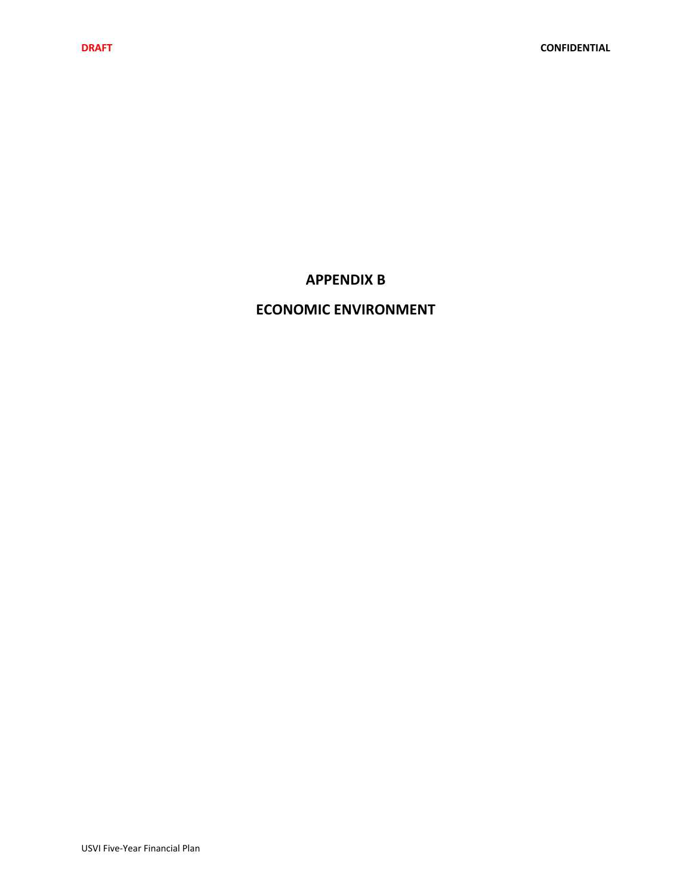# APPENDIX B

# ECONOMIC ENVIRONMENT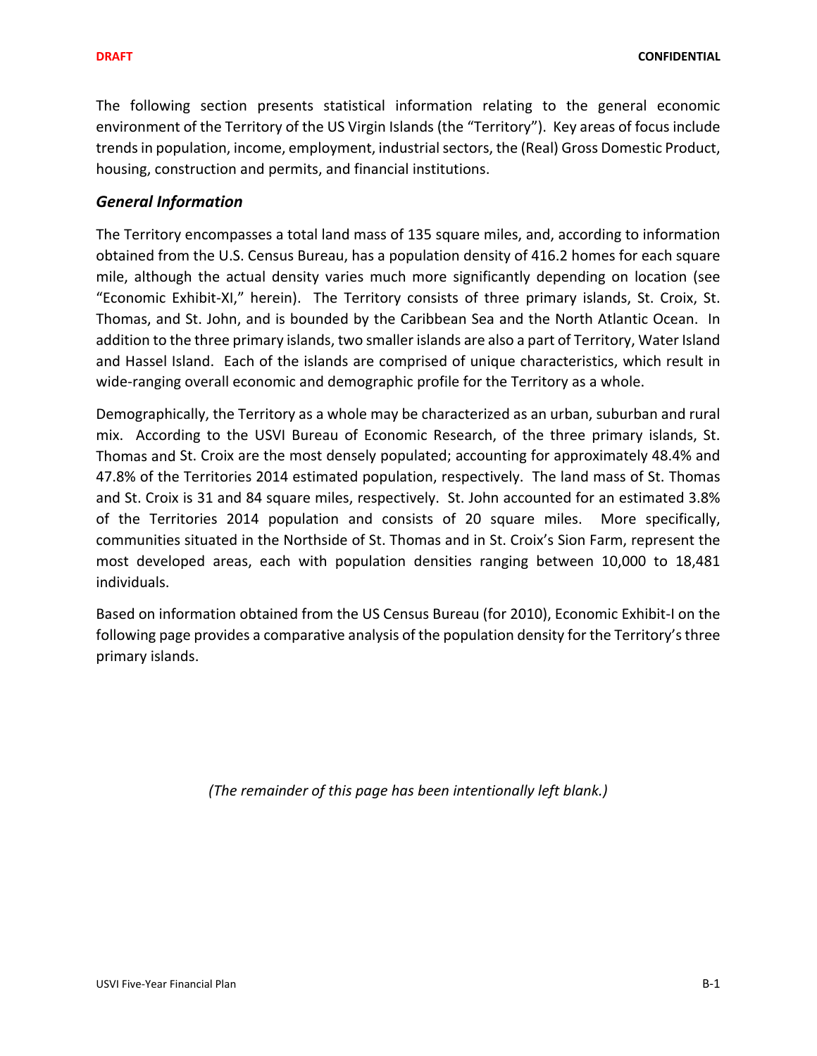The following section presents statistical information relating to the general economic environment of the Territory of the US Virgin Islands (the "Territory"). Key areas of focus include trends in population, income, employment, industrial sectors, the (Real) Gross Domestic Product, housing, construction and permits, and financial institutions.

### *General Information*

The Territory encompasses a total land mass of 135 square miles, and, according to information obtained from the U.S. Census Bureau, has a population density of 416.2 homes for each square mile, although the actual density varies much more significantly depending on location (see "Economic Exhibit-XI," herein). The Territory consists of three primary islands, St. Croix, St. Thomas, and St. John, and is bounded by the Caribbean Sea and the North Atlantic Ocean. In addition to the three primary islands, two smaller islands are also a part of Territory, Water Island and Hassel Island. Each of the islands are comprised of unique characteristics, which result in wide-ranging overall economic and demographic profile for the Territory as a whole.

Demographically, the Territory as a whole may be characterized as an urban, suburban and rural mix. According to the USVI Bureau of Economic Research, of the three primary islands, St. Thomas and St. Croix are the most densely populated; accounting for approximately 48.4% and 47.8% of the Territories 2014 estimated population, respectively. The land mass of St. Thomas and St. Croix is 31 and 84 square miles, respectively. St. John accounted for an estimated 3.8% of the Territories 2014 population and consists of 20 square miles. More specifically, communities situated in the Northside of St. Thomas and in St. Croix's Sion Farm, represent the most developed areas, each with population densities ranging between 10,000 to 18,481 individuals.

Based on information obtained from the US Census Bureau (for 2010), Economic Exhibit-I on the following page provides a comparative analysis of the population density for the Territory's three primary islands.

*(The remainder of this page has been intentionally left blank.)*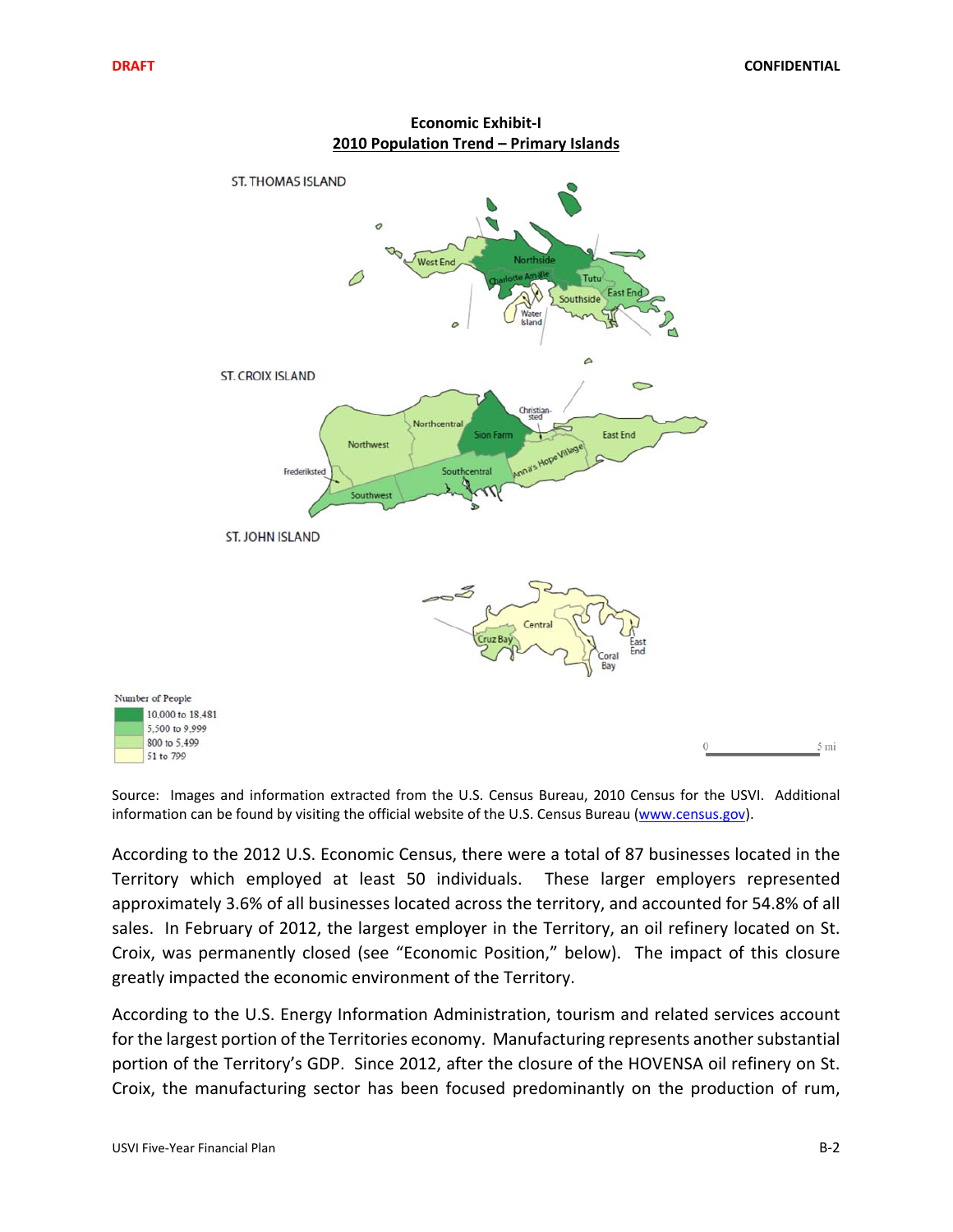**Economic Exhibit-I**
**2010 Population Trend – Primary Islands**

ST. THOMAS ISLAND

ST. CROIX ISLAND

ST. JOHN ISLAND

Number of People
- 10,000 to 18,481
- 5,500 to 9,999
- 800 to 5,499
- 51 to 799

Source: Images and information extracted from the U.S. Census Bureau, 2010 Census for the USVI. Additional information can be found by visiting the official website of the U.S. Census Bureau (www.census.gov).

According to the 2012 U.S. Economic Census, there were a total of 87 businesses located in the Territory which employed at least 50 individuals. These larger employers represented approximately 3.6% of all businesses located across the territory, and accounted for 54.8% of all sales. In February of 2012, the largest employer in the Territory, an oil refinery located on St. Croix, was permanently closed (see "Economic Position," below). The impact of this closure greatly impacted the economic environment of the Territory.

According to the U.S. Energy Information Administration, tourism and related services account for the largest portion of the Territories economy. Manufacturing represents another substantial portion of the Territory's GDP. Since 2012, after the closure of the HOVENSA oil refinery on St. Croix, the manufacturing sector has been focused predominantly on the production of rum,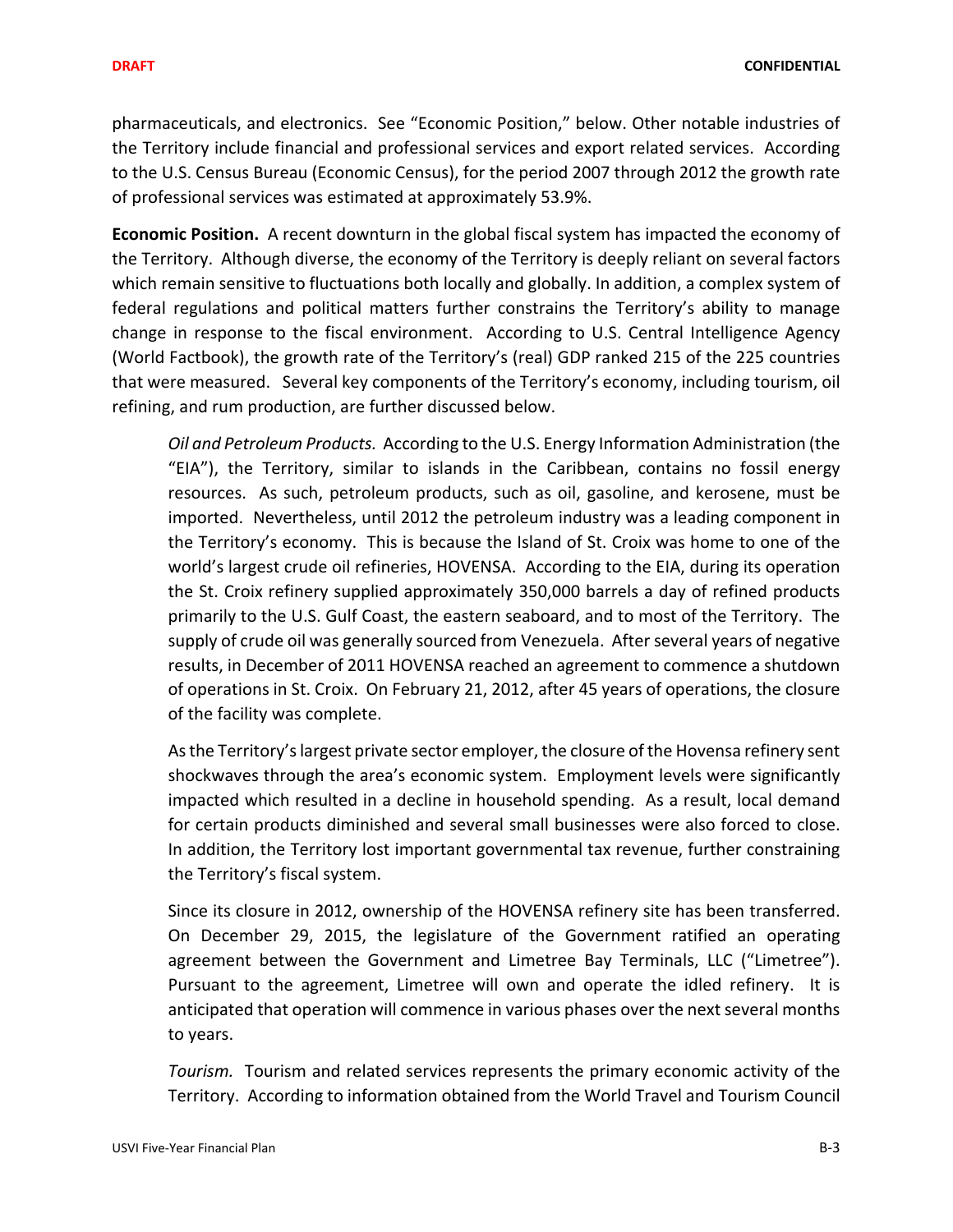pharmaceuticals, and electronics. See "Economic Position," below. Other notable industries of the Territory include financial and professional services and export related services. According to the U.S. Census Bureau (Economic Census), for the period 2007 through 2012 the growth rate of professional services was estimated at approximately 53.9%.

**Economic Position.** A recent downturn in the global fiscal system has impacted the economy of the Territory. Although diverse, the economy of the Territory is deeply reliant on several factors which remain sensitive to fluctuations both locally and globally. In addition, a complex system of federal regulations and political matters further constrains the Territory's ability to manage change in response to the fiscal environment. According to U.S. Central Intelligence Agency (World Factbook), the growth rate of the Territory's (real) GDP ranked 215 of the 225 countries that were measured. Several key components of the Territory's economy, including tourism, oil refining, and rum production, are further discussed below.

> *Oil and Petroleum Products.* According to the U.S. Energy Information Administration (the "EIA"), the Territory, similar to islands in the Caribbean, contains no fossil energy resources. As such, petroleum products, such as oil, gasoline, and kerosene, must be imported. Nevertheless, until 2012 the petroleum industry was a leading component in the Territory's economy. This is because the Island of St. Croix was home to one of the world's largest crude oil refineries, HOVENSA. According to the EIA, during its operation the St. Croix refinery supplied approximately 350,000 barrels a day of refined products primarily to the U.S. Gulf Coast, the eastern seaboard, and to most of the Territory. The supply of crude oil was generally sourced from Venezuela. After several years of negative results, in December of 2011 HOVENSA reached an agreement to commence a shutdown of operations in St. Croix. On February 21, 2012, after 45 years of operations, the closure of the facility was complete.
>
> As the Territory's largest private sector employer, the closure of the Hovensa refinery sent shockwaves through the area's economic system. Employment levels were significantly impacted which resulted in a decline in household spending. As a result, local demand for certain products diminished and several small businesses were also forced to close. In addition, the Territory lost important governmental tax revenue, further constraining the Territory's fiscal system.
>
> Since its closure in 2012, ownership of the HOVENSA refinery site has been transferred. On December 29, 2015, the legislature of the Government ratified an operating agreement between the Government and Limetree Bay Terminals, LLC ("Limetree"). Pursuant to the agreement, Limetree will own and operate the idled refinery. It is anticipated that operation will commence in various phases over the next several months to years.
>
> *Tourism.* Tourism and related services represents the primary economic activity of the Territory. According to information obtained from the World Travel and Tourism Council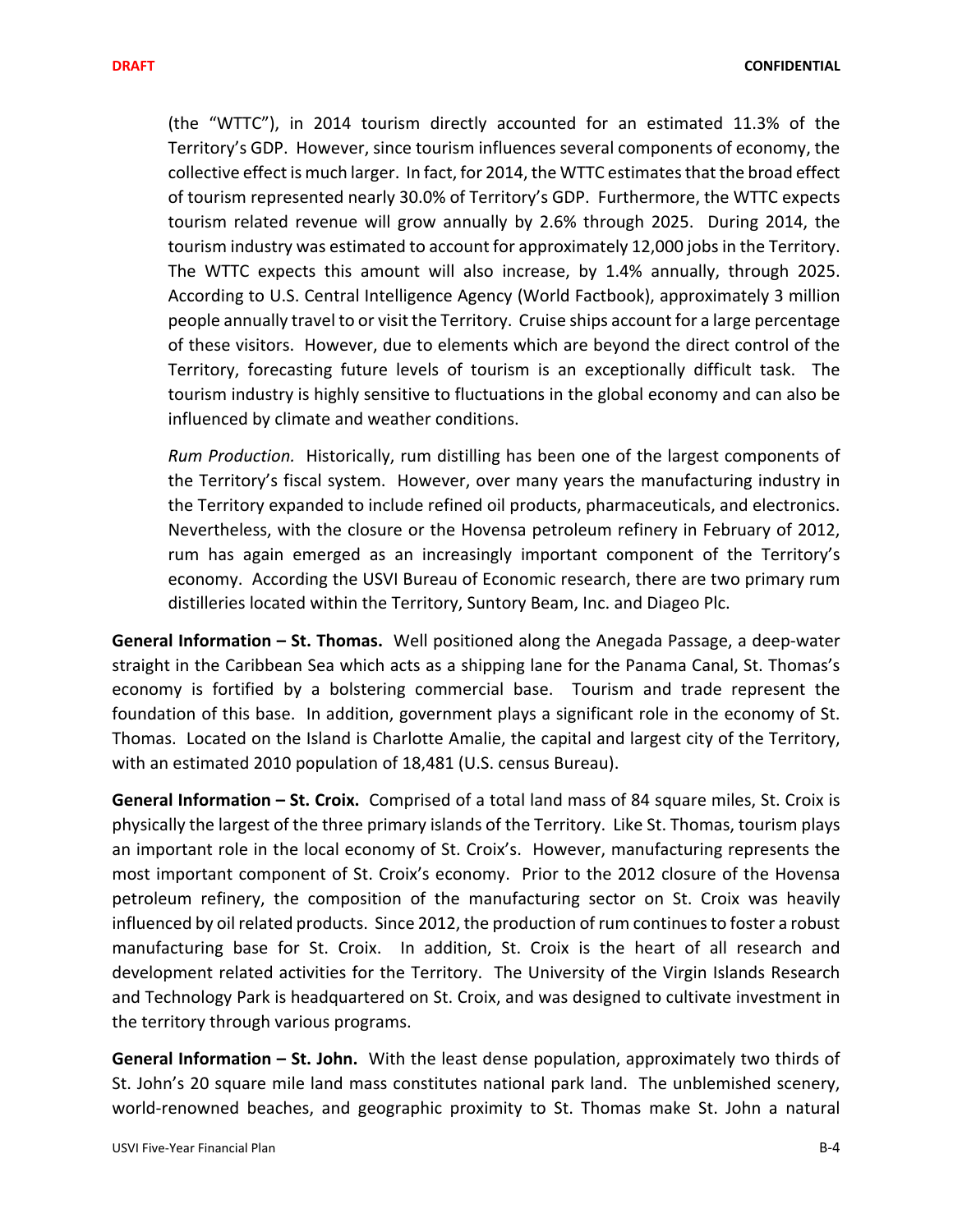(the "WTTC"), in 2014 tourism directly accounted for an estimated 11.3% of the Territory's GDP. However, since tourism influences several components of economy, the collective effect is much larger. In fact, for 2014, the WTTC estimates that the broad effect of tourism represented nearly 30.0% of Territory's GDP. Furthermore, the WTTC expects tourism related revenue will grow annually by 2.6% through 2025. During 2014, the tourism industry was estimated to account for approximately 12,000 jobs in the Territory. The WTTC expects this amount will also increase, by 1.4% annually, through 2025. According to U.S. Central Intelligence Agency (World Factbook), approximately 3 million people annually travel to or visit the Territory. Cruise ships account for a large percentage of these visitors. However, due to elements which are beyond the direct control of the Territory, forecasting future levels of tourism is an exceptionally difficult task. The tourism industry is highly sensitive to fluctuations in the global economy and can also be influenced by climate and weather conditions.

*Rum Production.* Historically, rum distilling has been one of the largest components of the Territory's fiscal system. However, over many years the manufacturing industry in the Territory expanded to include refined oil products, pharmaceuticals, and electronics. Nevertheless, with the closure or the Hovensa petroleum refinery in February of 2012, rum has again emerged as an increasingly important component of the Territory's economy. According the USVI Bureau of Economic research, there are two primary rum distilleries located within the Territory, Suntory Beam, Inc. and Diageo Plc.

**General Information – St. Thomas.** Well positioned along the Anegada Passage, a deep-water straight in the Caribbean Sea which acts as a shipping lane for the Panama Canal, St. Thomas's economy is fortified by a bolstering commercial base. Tourism and trade represent the foundation of this base. In addition, government plays a significant role in the economy of St. Thomas. Located on the Island is Charlotte Amalie, the capital and largest city of the Territory, with an estimated 2010 population of 18,481 (U.S. census Bureau).

**General Information – St. Croix.** Comprised of a total land mass of 84 square miles, St. Croix is physically the largest of the three primary islands of the Territory. Like St. Thomas, tourism plays an important role in the local economy of St. Croix's. However, manufacturing represents the most important component of St. Croix's economy. Prior to the 2012 closure of the Hovensa petroleum refinery, the composition of the manufacturing sector on St. Croix was heavily influenced by oil related products. Since 2012, the production of rum continues to foster a robust manufacturing base for St. Croix. In addition, St. Croix is the heart of all research and development related activities for the Territory. The University of the Virgin Islands Research and Technology Park is headquartered on St. Croix, and was designed to cultivate investment in the territory through various programs.

**General Information – St. John.** With the least dense population, approximately two thirds of St. John's 20 square mile land mass constitutes national park land. The unblemished scenery, world-renowned beaches, and geographic proximity to St. Thomas make St. John a natural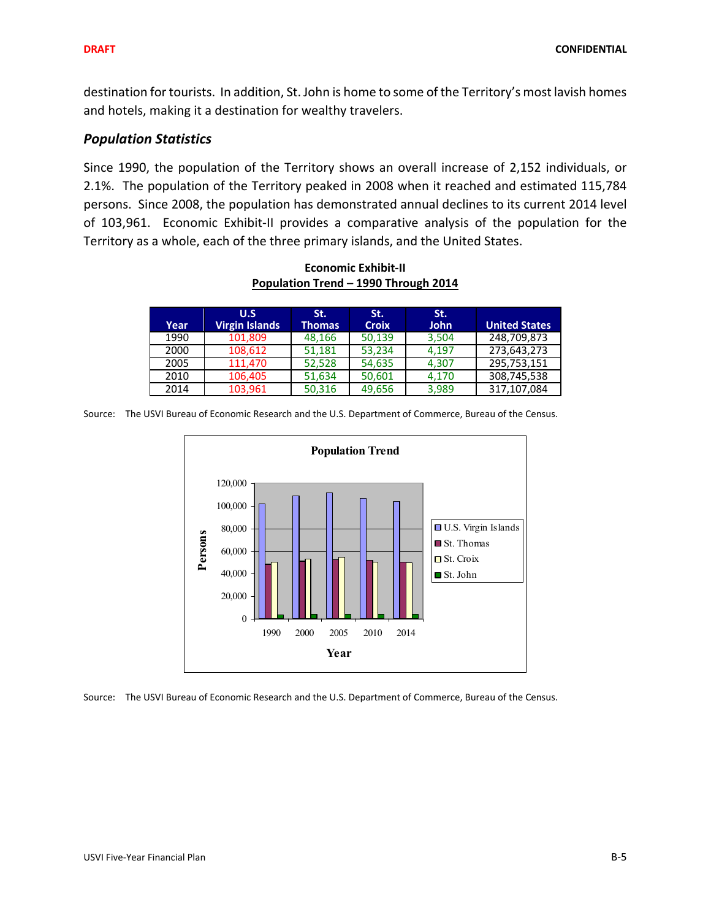destination for tourists. In addition, St. John is home to some of the Territory's most lavish homes and hotels, making it a destination for wealthy travelers.

### *Population Statistics*

Since 1990, the population of the Territory shows an overall increase of 2,152 individuals, or 2.1%. The population of the Territory peaked in 2008 when it reached and estimated 115,784 persons. Since 2008, the population has demonstrated annual declines to its current 2014 level of 103,961. Economic Exhibit-II provides a comparative analysis of the population for the Territory as a whole, each of the three primary islands, and the United States.

**Economic Exhibit-II**
**Population Trend – 1990 Through 2014**

| Year | U.S Virgin Islands | St. Thomas | St. Croix | St. John | United States |
|---|---|---|---|---|---|
| 1990 | 101,809 | 48,166 | 50,139 | 3,504 | 248,709,873 |
| 2000 | 108,612 | 51,181 | 53,234 | 4,197 | 273,643,273 |
| 2005 | 111,470 | 52,528 | 54,635 | 4,307 | 295,753,151 |
| 2010 | 106,405 | 51,634 | 50,601 | 4,170 | 308,745,538 |
| 2014 | 103,961 | 50,316 | 49,656 | 3,989 | 317,107,084 |

Source: The USVI Bureau of Economic Research and the U.S. Department of Commerce, Bureau of the Census.

Source: The USVI Bureau of Economic Research and the U.S. Department of Commerce, Bureau of the Census.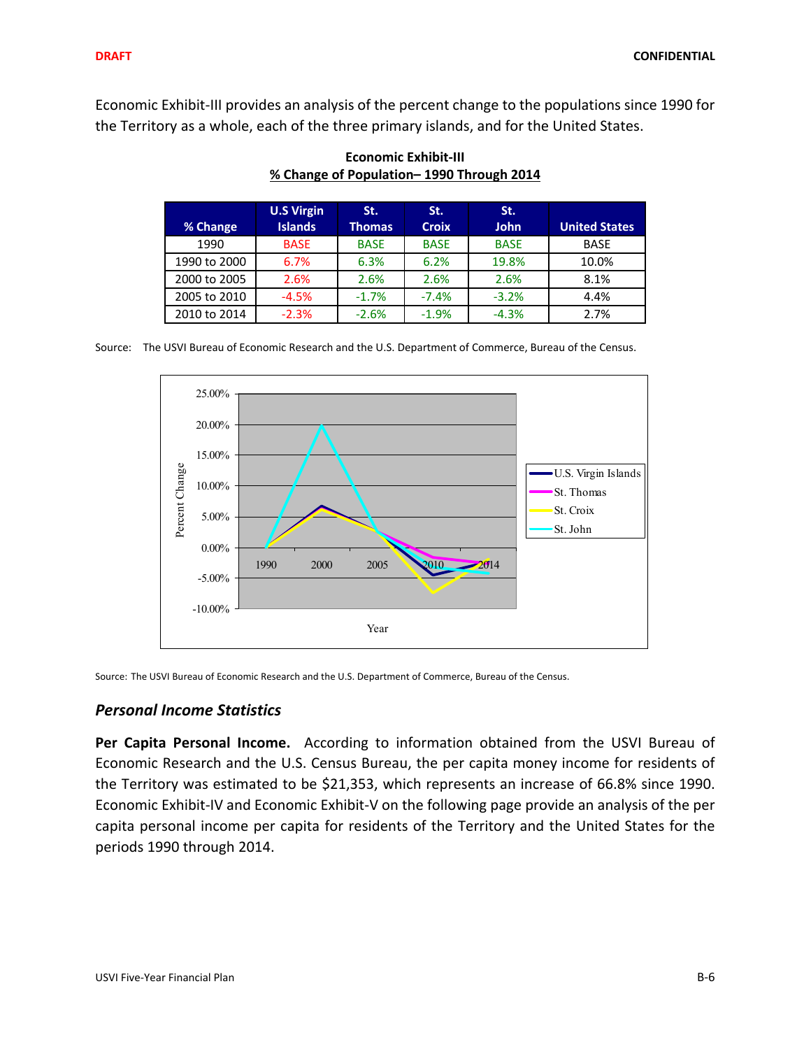Economic Exhibit-III provides an analysis of the percent change to the populations since 1990 for the Territory as a whole, each of the three primary islands, and for the United States.

**Economic Exhibit-III**
**% Change of Population– 1990 Through 2014**

| % Change | U.S Virgin Islands | St. Thomas | St. Croix | St. John | United States |
|---|---|---|---|---|---|
| 1990 | BASE | BASE | BASE | BASE | BASE |
| 1990 to 2000 | 6.7% | 6.3% | 6.2% | 19.8% | 10.0% |
| 2000 to 2005 | 2.6% | 2.6% | 2.6% | 2.6% | 8.1% |
| 2005 to 2010 | -4.5% | -1.7% | -7.4% | -3.2% | 4.4% |
| 2010 to 2014 | -2.3% | -2.6% | -1.9% | -4.3% | 2.7% |

Source: The USVI Bureau of Economic Research and the U.S. Department of Commerce, Bureau of the Census.

Source: The USVI Bureau of Economic Research and the U.S. Department of Commerce, Bureau of the Census.

### *Personal Income Statistics*

**Per Capita Personal Income.** According to information obtained from the USVI Bureau of Economic Research and the U.S. Census Bureau, the per capita money income for residents of the Territory was estimated to be $21,353, which represents an increase of 66.8% since 1990. Economic Exhibit-IV and Economic Exhibit-V on the following page provide an analysis of the per capita personal income per capita for residents of the Territory and the United States for the periods 1990 through 2014.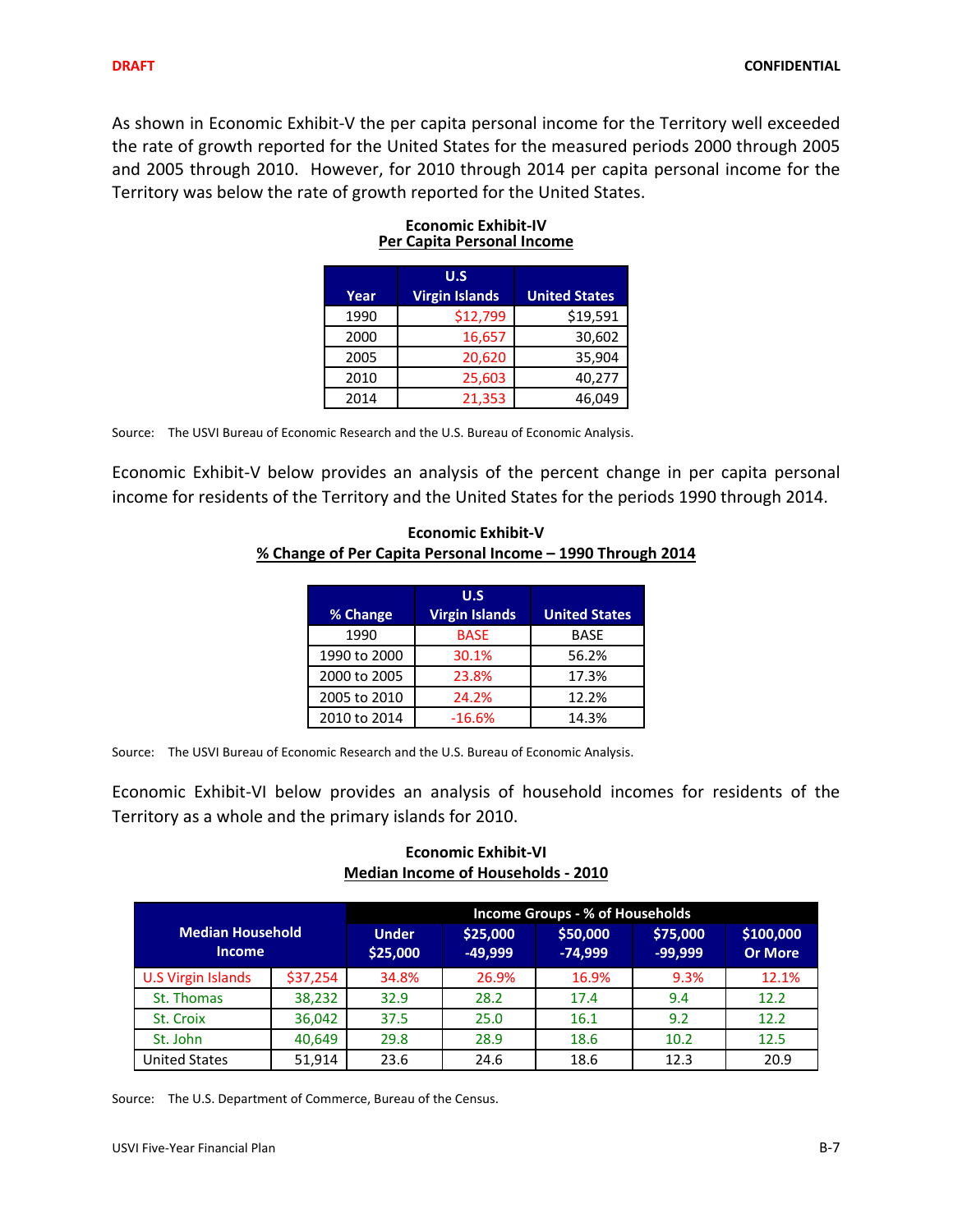As shown in Economic Exhibit-V the per capita personal income for the Territory well exceeded the rate of growth reported for the United States for the measured periods 2000 through 2005 and 2005 through 2010. However, for 2010 through 2014 per capita personal income for the Territory was below the rate of growth reported for the United States.

**Economic Exhibit-IV**
**Per Capita Personal Income**

| Year | U.S Virgin Islands | United States |
|---|---|---|
| 1990 | $12,799 | $19,591 |
| 2000 | 16,657 | 30,602 |
| 2005 | 20,620 | 35,904 |
| 2010 | 25,603 | 40,277 |
| 2014 | 21,353 | 46,049 |

Source: The USVI Bureau of Economic Research and the U.S. Bureau of Economic Analysis.

Economic Exhibit-V below provides an analysis of the percent change in per capita personal income for residents of the Territory and the United States for the periods 1990 through 2014.

**Economic Exhibit-V**
**% Change of Per Capita Personal Income – 1990 Through 2014**

| % Change | U.S Virgin Islands | United States |
|---|---|---|
| 1990 | BASE | BASE |
| 1990 to 2000 | 30.1% | 56.2% |
| 2000 to 2005 | 23.8% | 17.3% |
| 2005 to 2010 | 24.2% | 12.2% |
| 2010 to 2014 | -16.6% | 14.3% |

Source: The USVI Bureau of Economic Research and the U.S. Bureau of Economic Analysis.

Economic Exhibit-VI below provides an analysis of household incomes for residents of the Territory as a whole and the primary islands for 2010.

**Economic Exhibit-VI**
**Median Income of Households - 2010**

| Median Household Income | | Income Groups - % of Households | | | | |
|---|---|---|---|---|---|---|
| | | Under $25,000 | $25,000 -49,999 | $50,000 -74,999 | $75,000 -99,999 | $100,000 Or More |
| U.S Virgin Islands | $37,254 | 34.8% | 26.9% | 16.9% | 9.3% | 12.1% |
| St. Thomas | 38,232 | 32.9 | 28.2 | 17.4 | 9.4 | 12.2 |
| St. Croix | 36,042 | 37.5 | 25.0 | 16.1 | 9.2 | 12.2 |
| St. John | 40,649 | 29.8 | 28.9 | 18.6 | 10.2 | 12.5 |
| United States | 51,914 | 23.6 | 24.6 | 18.6 | 12.3 | 20.9 |

Source: The U.S. Department of Commerce, Bureau of the Census.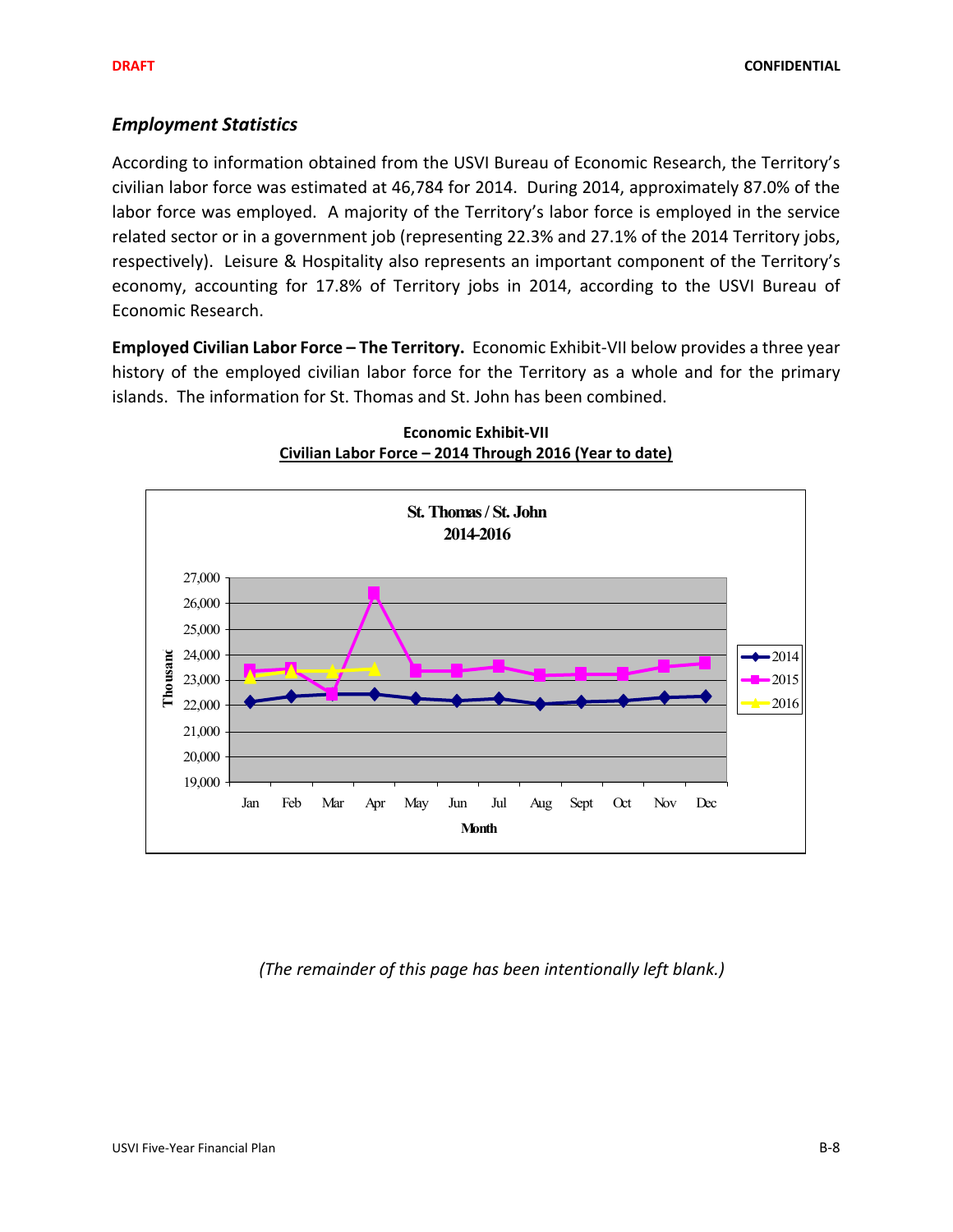### *Employment Statistics*

According to information obtained from the USVI Bureau of Economic Research, the Territory's civilian labor force was estimated at 46,784 for 2014. During 2014, approximately 87.0% of the labor force was employed. A majority of the Territory's labor force is employed in the service related sector or in a government job (representing 22.3% and 27.1% of the 2014 Territory jobs, respectively). Leisure & Hospitality also represents an important component of the Territory's economy, accounting for 17.8% of Territory jobs in 2014, according to the USVI Bureau of Economic Research.

**Employed Civilian Labor Force – The Territory.** Economic Exhibit-VII below provides a three year history of the employed civilian labor force for the Territory as a whole and for the primary islands. The information for St. Thomas and St. John has been combined.

**Economic Exhibit-VII**

**Civilian Labor Force – 2014 Through 2016 (Year to date)**

*(The remainder of this page has been intentionally left blank.)*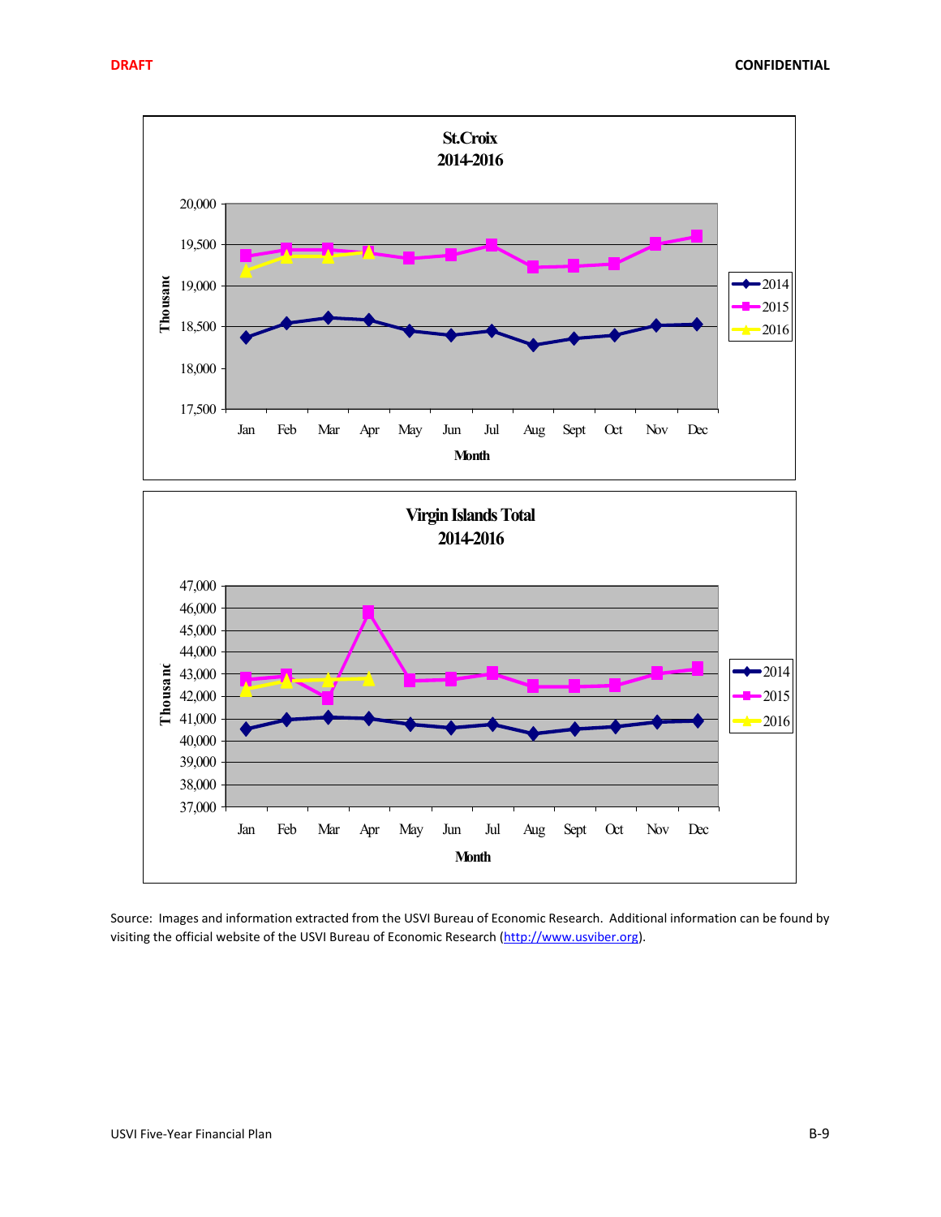**St.Croix 2014-2016**

Thousand

20,000
19,500
19,000
18,500
18,000
17,500

Jan Feb Mar Apr May Jun Jul Aug Sept Oct Nov Dec

Month

2014
2015
2016

**Virgin Islands Total 2014-2016**

Thousand

47,000
46,000
45,000
44,000
43,000
42,000
41,000
40,000
39,000
38,000
37,000

Jan Feb Mar Apr May Jun Jul Aug Sept Oct Nov Dec

Month

2014
2015
2016

Source: Images and information extracted from the USVI Bureau of Economic Research. Additional information can be found by visiting the official website of the USVI Bureau of Economic Research (http://www.usviber.org).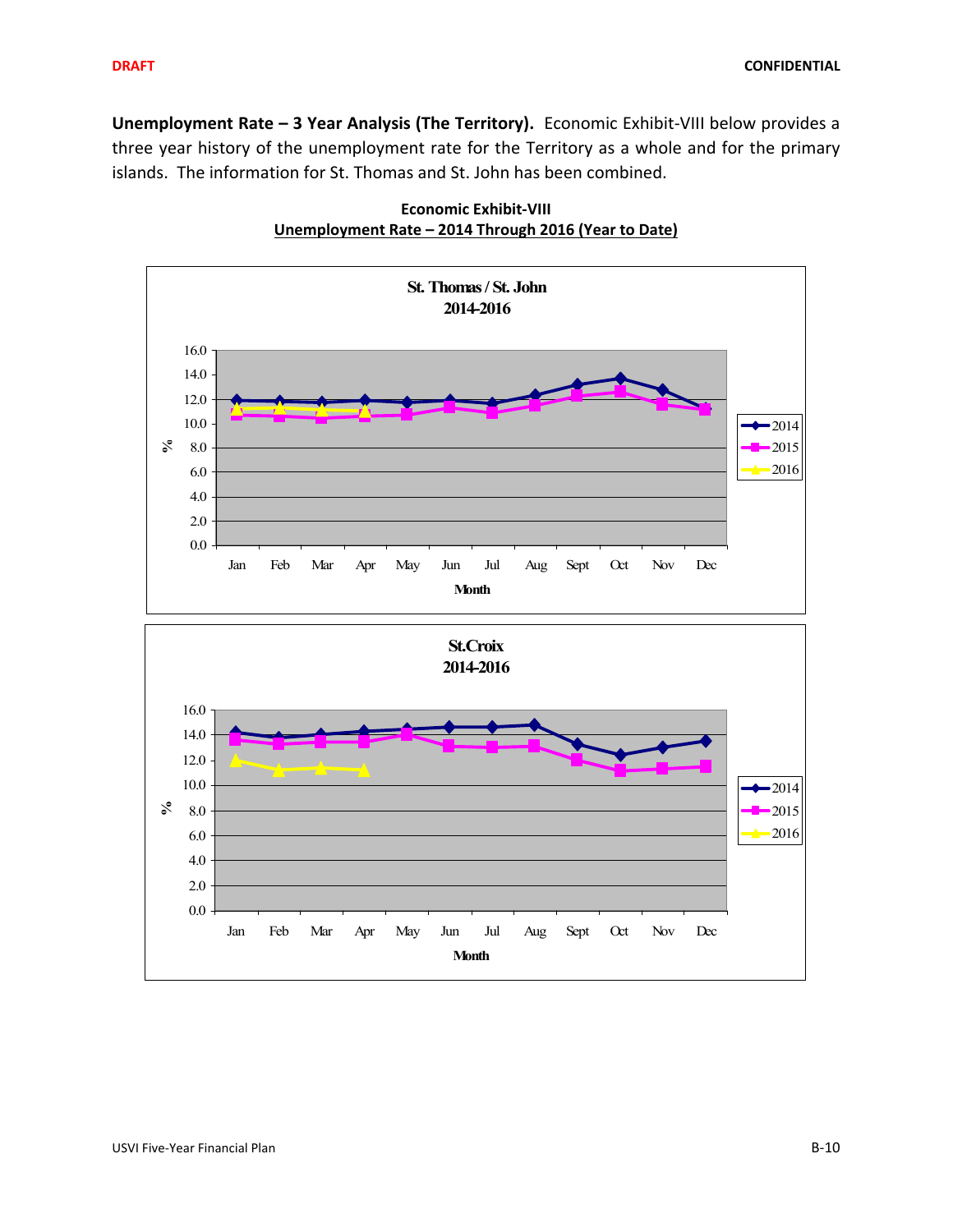**Unemployment Rate – 3 Year Analysis (The Territory).** Economic Exhibit-VIII below provides a three year history of the unemployment rate for the Territory as a whole and for the primary islands. The information for St. Thomas and St. John has been combined.

**Economic Exhibit-VIII**
**Unemployment Rate – 2014 Through 2016 (Year to Date)**

**St. Thomas / St. John**
**2014-2016**

**St.Croix**
**2014-2016**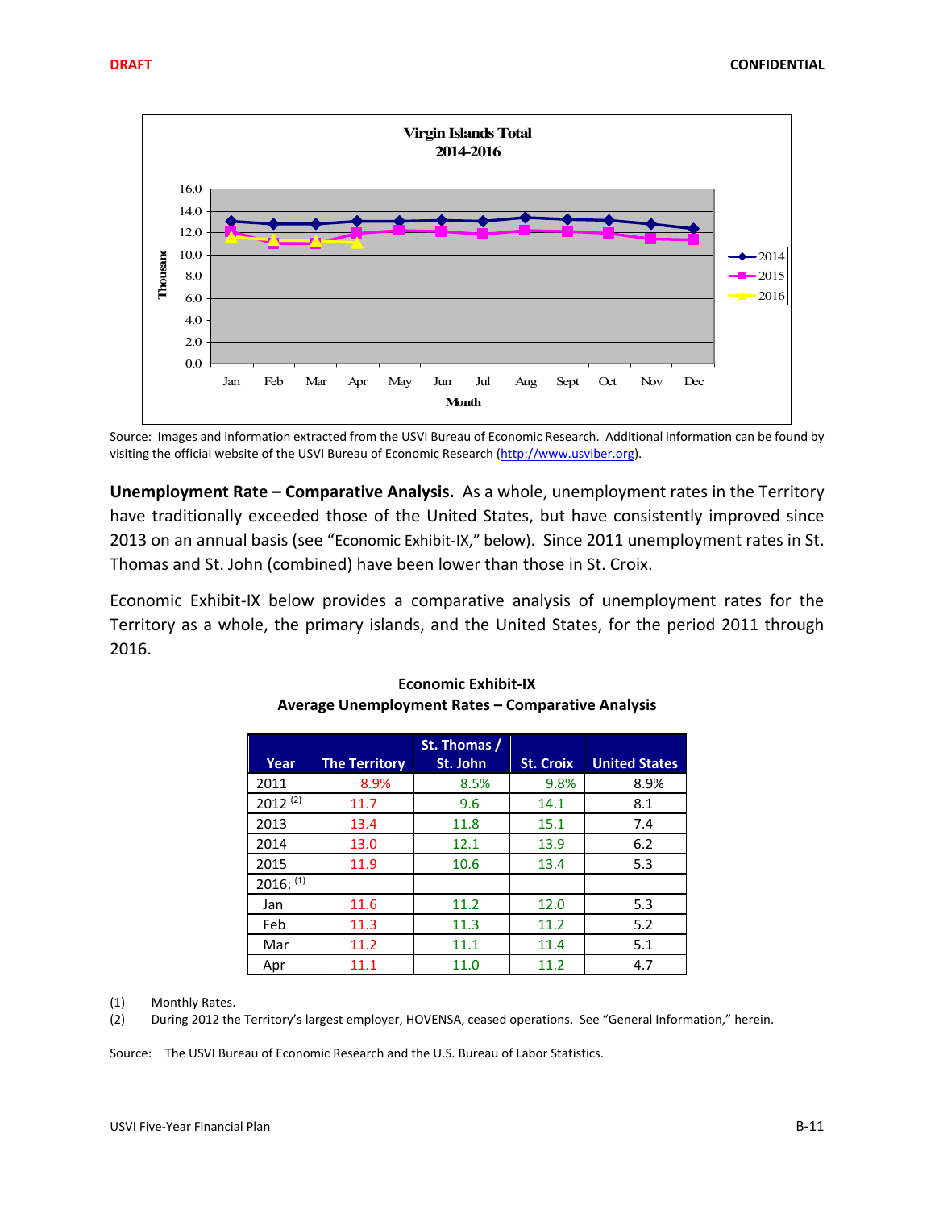Virgin Islands Total
2014-2016

Source: Images and information extracted from the USVI Bureau of Economic Research. Additional information can be found by visiting the official website of the USVI Bureau of Economic Research (http://www.usviber.org).

**Unemployment Rate – Comparative Analysis.** As a whole, unemployment rates in the Territory have traditionally exceeded those of the United States, but have consistently improved since 2013 on an annual basis (see "Economic Exhibit-IX," below). Since 2011 unemployment rates in St. Thomas and St. John (combined) have been lower than those in St. Croix.

Economic Exhibit-IX below provides a comparative analysis of unemployment rates for the Territory as a whole, the primary islands, and the United States, for the period 2011 through 2016.

**Economic Exhibit-IX**
**Average Unemployment Rates – Comparative Analysis**

| Year | The Territory | St. Thomas / St. John | St. Croix | United States |
|---|---|---|---|---|
| 2011 | 8.9% | 8.5% | 9.8% | 8.9% |
| 2012 [(2)] | 11.7 | 9.6 | 14.1 | 8.1 |
| 2013 | 13.4 | 11.8 | 15.1 | 7.4 |
| 2014 | 13.0 | 12.1 | 13.9 | 6.2 |
| 2015 | 11.9 | 10.6 | 13.4 | 5.3 |
| 2016: [(1)] | | | | |
| Jan | 11.6 | 11.2 | 12.0 | 5.3 |
| Feb | 11.3 | 11.3 | 11.2 | 5.2 |
| Mar | 11.2 | 11.1 | 11.4 | 5.1 |
| Apr | 11.1 | 11.0 | 11.2 | 4.7 |

(1) Monthly Rates.
(2) During 2012 the Territory's largest employer, HOVENSA, ceased operations. See "General Information," herein.

Source: The USVI Bureau of Economic Research and the U.S. Bureau of Labor Statistics.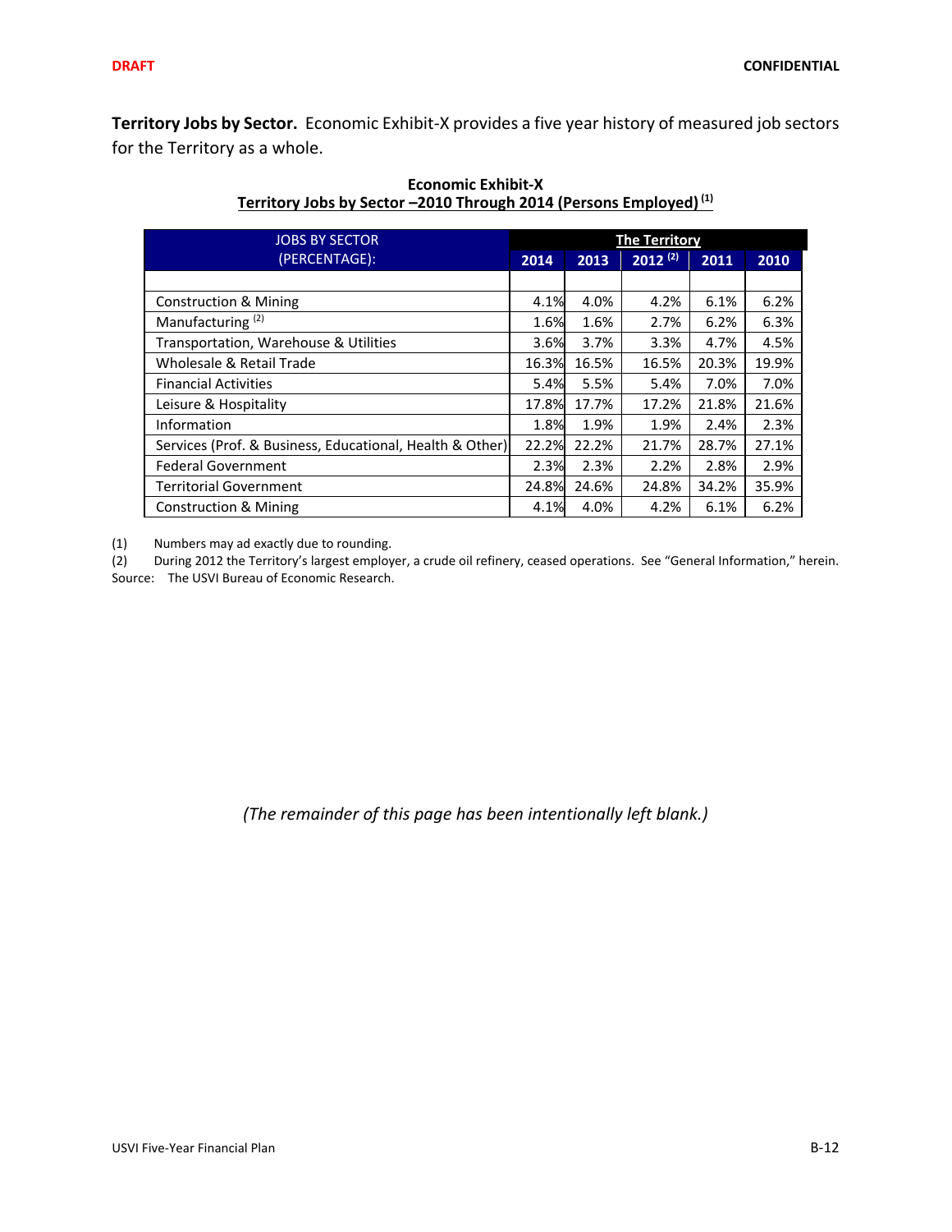**Territory Jobs by Sector.** Economic Exhibit-X provides a five year history of measured job sectors for the Territory as a whole.

**Economic Exhibit-X**
**Territory Jobs by Sector –2010 Through 2014 (Persons Employed) [1]**

| JOBS BY SECTOR (PERCENTAGE): | The Territory | | | | |
|---|---|---|---|---|---|
| | 2014 | 2013 | 2012 [2] | 2011 | 2010 |
| | | | | | |
| Construction & Mining | 4.1% | 4.0% | 4.2% | 6.1% | 6.2% |
| Manufacturing [2] | 1.6% | 1.6% | 2.7% | 6.2% | 6.3% |
| Transportation, Warehouse & Utilities | 3.6% | 3.7% | 3.3% | 4.7% | 4.5% |
| Wholesale & Retail Trade | 16.3% | 16.5% | 16.5% | 20.3% | 19.9% |
| Financial Activities | 5.4% | 5.5% | 5.4% | 7.0% | 7.0% |
| Leisure & Hospitality | 17.8% | 17.7% | 17.2% | 21.8% | 21.6% |
| Information | 1.8% | 1.9% | 1.9% | 2.4% | 2.3% |
| Services (Prof. & Business, Educational, Health & Other) | 22.2% | 22.2% | 21.7% | 28.7% | 27.1% |
| Federal Government | 2.3% | 2.3% | 2.2% | 2.8% | 2.9% |
| Territorial Government | 24.8% | 24.6% | 24.8% | 34.2% | 35.9% |
| Construction & Mining | 4.1% | 4.0% | 4.2% | 6.1% | 6.2% |

(1) Numbers may ad exactly due to rounding.
(2) During 2012 the Territory's largest employer, a crude oil refinery, ceased operations. See "General Information," herein.
Source: The USVI Bureau of Economic Research.

*(The remainder of this page has been intentionally left blank.)*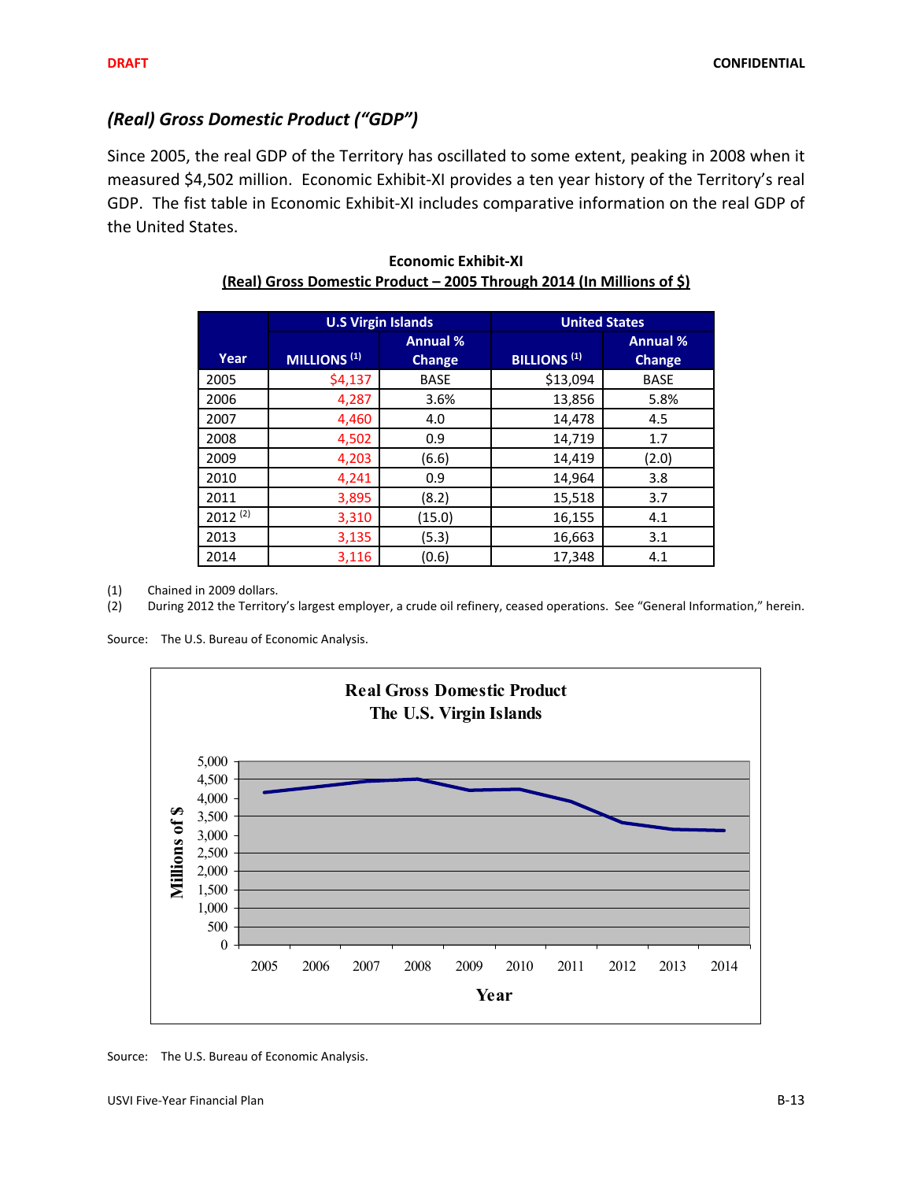## *(Real) Gross Domestic Product ("GDP")*

Since 2005, the real GDP of the Territory has oscillated to some extent, peaking in 2008 when it measured $4,502 million. Economic Exhibit-XI provides a ten year history of the Territory's real GDP. The fist table in Economic Exhibit-XI includes comparative information on the real GDP of the United States.

**Economic Exhibit-XI**
**(Real) Gross Domestic Product – 2005 Through 2014 (In Millions of $)**

| Year | U.S Virgin Islands | | United States | |
|---|---|---|---|---|
| | MILLIONS [1] | Annual % Change | BILLIONS [1] | Annual % Change |
| 2005 | $4,137 | BASE | $13,094 | BASE |
| 2006 | 4,287 | 3.6% | 13,856 | 5.8% |
| 2007 | 4,460 | 4.0 | 14,478 | 4.5 |
| 2008 | 4,502 | 0.9 | 14,719 | 1.7 |
| 2009 | 4,203 | (6.6) | 14,419 | (2.0) |
| 2010 | 4,241 | 0.9 | 14,964 | 3.8 |
| 2011 | 3,895 | (8.2) | 15,518 | 3.7 |
| 2012 [2] | 3,310 | (15.0) | 16,155 | 4.1 |
| 2013 | 3,135 | (5.3) | 16,663 | 3.1 |
| 2014 | 3,116 | (0.6) | 17,348 | 4.1 |

(1) Chained in 2009 dollars.
(2) During 2012 the Territory's largest employer, a crude oil refinery, ceased operations. See "General Information," herein.

Source: The U.S. Bureau of Economic Analysis.

**Real Gross Domestic Product**
**The U.S. Virgin Islands**

Source: The U.S. Bureau of Economic Analysis.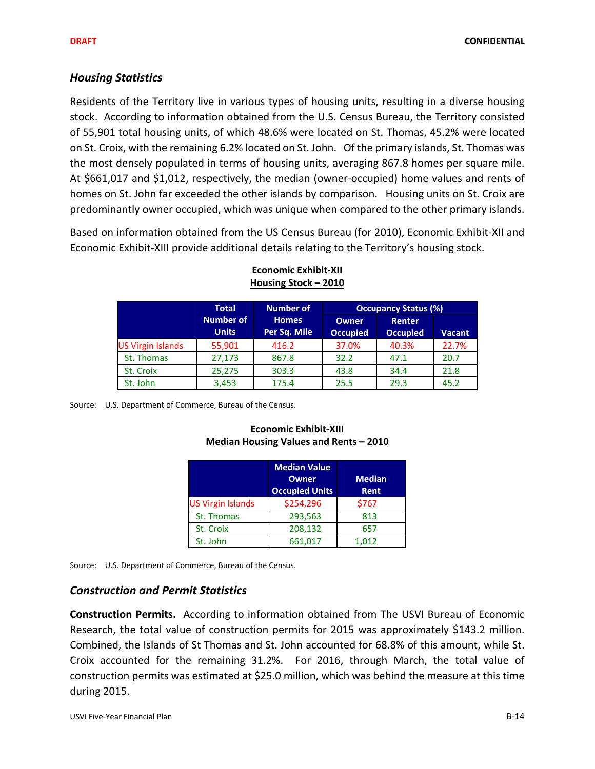### Housing Statistics

Residents of the Territory live in various types of housing units, resulting in a diverse housing stock. According to information obtained from the U.S. Census Bureau, the Territory consisted of 55,901 total housing units, of which 48.6% were located on St. Thomas, 45.2% were located on St. Croix, with the remaining 6.2% located on St. John. Of the primary islands, St. Thomas was the most densely populated in terms of housing units, averaging 867.8 homes per square mile. At $661,017 and $1,012, respectively, the median (owner-occupied) home values and rents of homes on St. John far exceeded the other islands by comparison. Housing units on St. Croix are predominantly owner occupied, which was unique when compared to the other primary islands.

Based on information obtained from the US Census Bureau (for 2010), Economic Exhibit-XII and Economic Exhibit-XIII provide additional details relating to the Territory's housing stock.

**Economic Exhibit-XII**
**Housing Stock – 2010**

| | Total Number of Units | Number of Homes Per Sq. Mile | Occupancy Status (%) | | |
|---|---|---|---|---|---|
| | | | Owner Occupied | Renter Occupied | Vacant |
| US Virgin Islands | 55,901 | 416.2 | 37.0% | 40.3% | 22.7% |
| St. Thomas | 27,173 | 867.8 | 32.2 | 47.1 | 20.7 |
| St. Croix | 25,275 | 303.3 | 43.8 | 34.4 | 21.8 |
| St. John | 3,453 | 175.4 | 25.5 | 29.3 | 45.2 |

Source: U.S. Department of Commerce, Bureau of the Census.

**Economic Exhibit-XIII**
**Median Housing Values and Rents – 2010**

| | Median Value Owner Occupied Units | Median Rent |
|---|---|---|
| US Virgin Islands | $254,296 | $767 |
| St. Thomas | 293,563 | 813 |
| St. Croix | 208,132 | 657 |
| St. John | 661,017 | 1,012 |

Source: U.S. Department of Commerce, Bureau of the Census.

### Construction and Permit Statistics

**Construction Permits.** According to information obtained from The USVI Bureau of Economic Research, the total value of construction permits for 2015 was approximately $143.2 million. Combined, the Islands of St Thomas and St. John accounted for 68.8% of this amount, while St. Croix accounted for the remaining 31.2%. For 2016, through March, the total value of construction permits was estimated at $25.0 million, which was behind the measure at this time during 2015.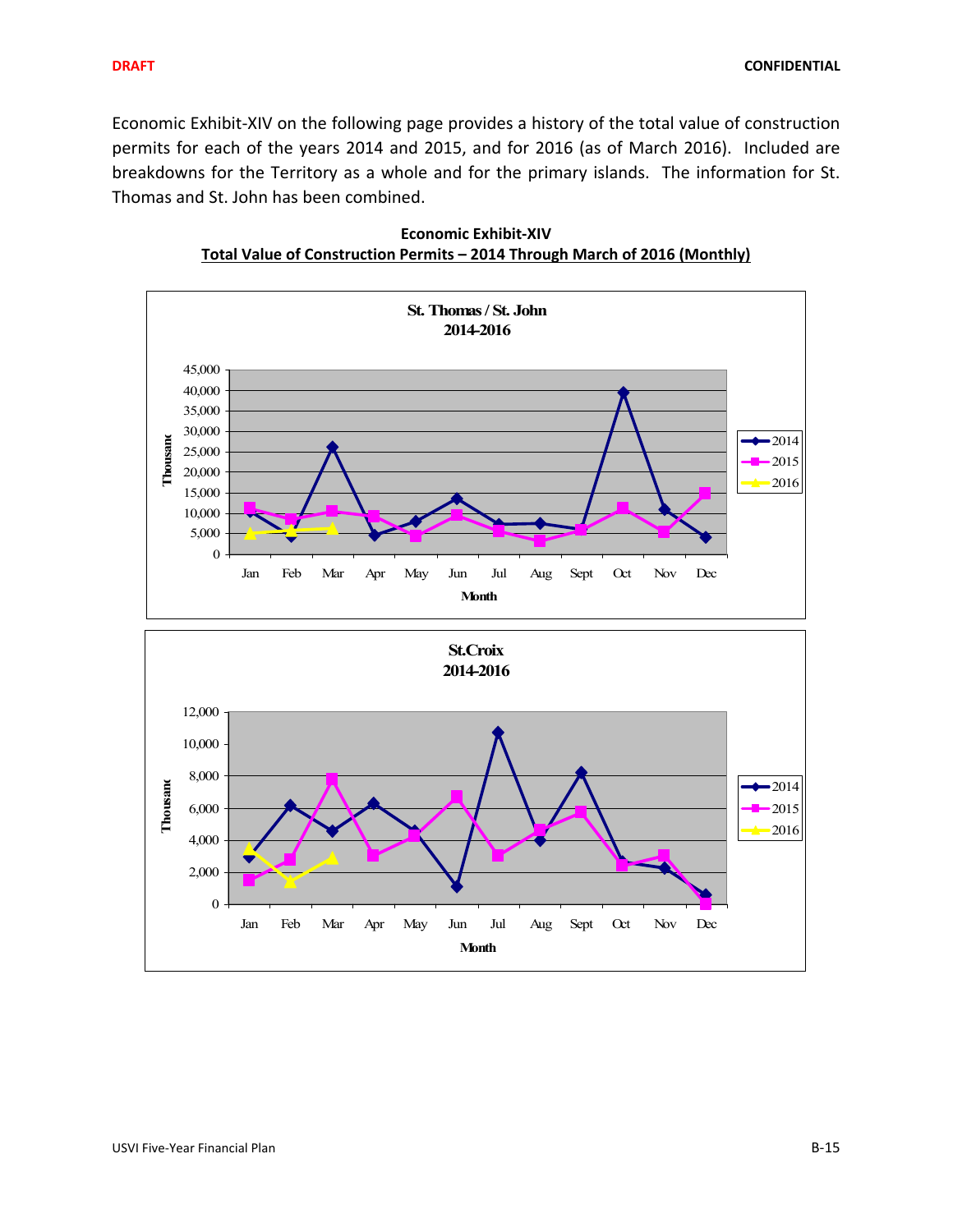Economic Exhibit-XIV on the following page provides a history of the total value of construction permits for each of the years 2014 and 2015, and for 2016 (as of March 2016). Included are breakdowns for the Territory as a whole and for the primary islands. The information for St. Thomas and St. John has been combined.

**Economic Exhibit-XIV**

**Total Value of Construction Permits – 2014 Through March of 2016 (Monthly)**

St. Thomas / St. John
2014-2016

Thousand

Month

2014
2015
2016

St.Croix
2014-2016

Thousand

Month

2014
2015
2016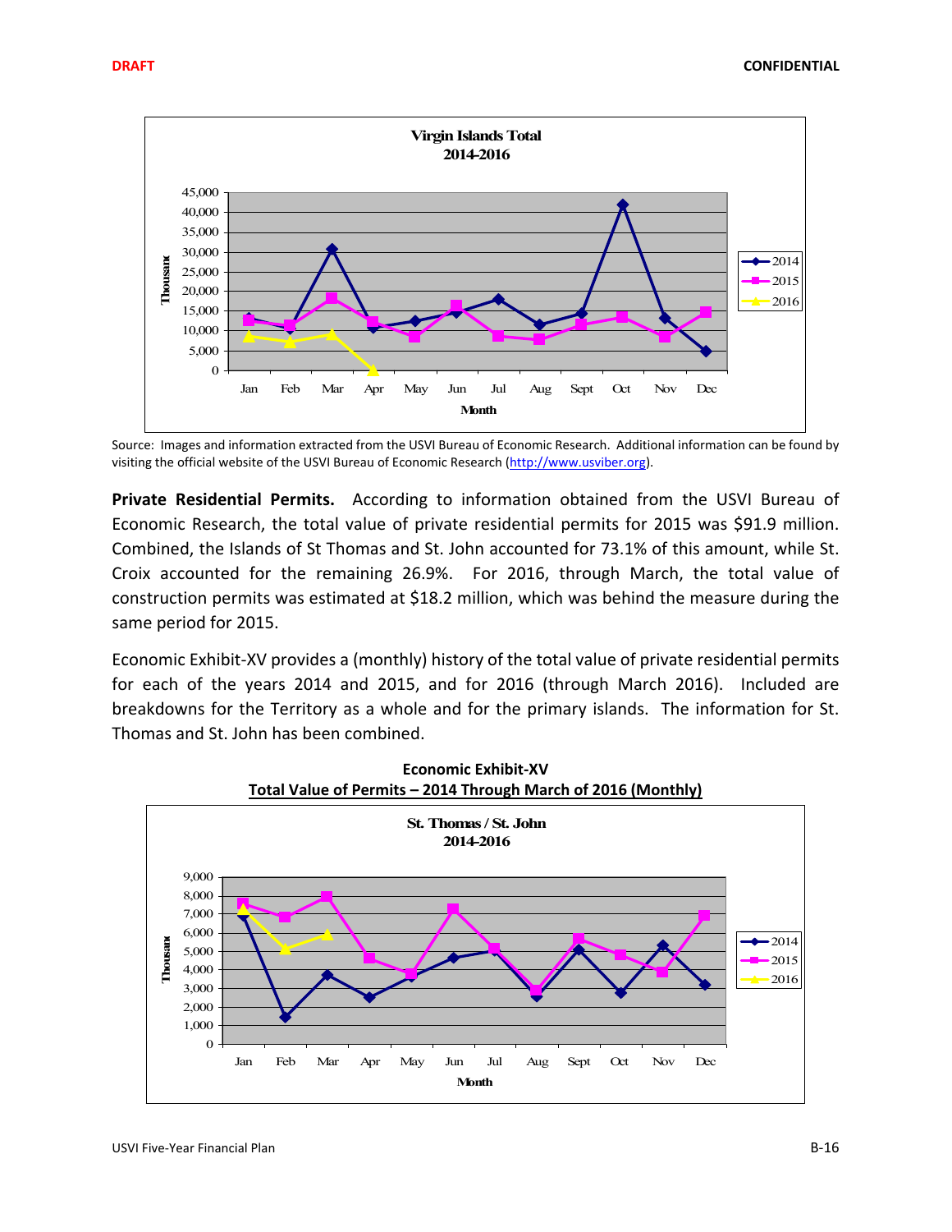Source: Images and information extracted from the USVI Bureau of Economic Research. Additional information can be found by visiting the official website of the USVI Bureau of Economic Research (http://www.usviber.org).

**Private Residential Permits.** According to information obtained from the USVI Bureau of Economic Research, the total value of private residential permits for 2015 was $91.9 million. Combined, the Islands of St Thomas and St. John accounted for 73.1% of this amount, while St. Croix accounted for the remaining 26.9%. For 2016, through March, the total value of construction permits was estimated at $18.2 million, which was behind the measure during the same period for 2015.

Economic Exhibit-XV provides a (monthly) history of the total value of private residential permits for each of the years 2014 and 2015, and for 2016 (through March 2016). Included are breakdowns for the Territory as a whole and for the primary islands. The information for St. Thomas and St. John has been combined.

**Economic Exhibit-XV**
**Total Value of Permits – 2014 Through March of 2016 (Monthly)**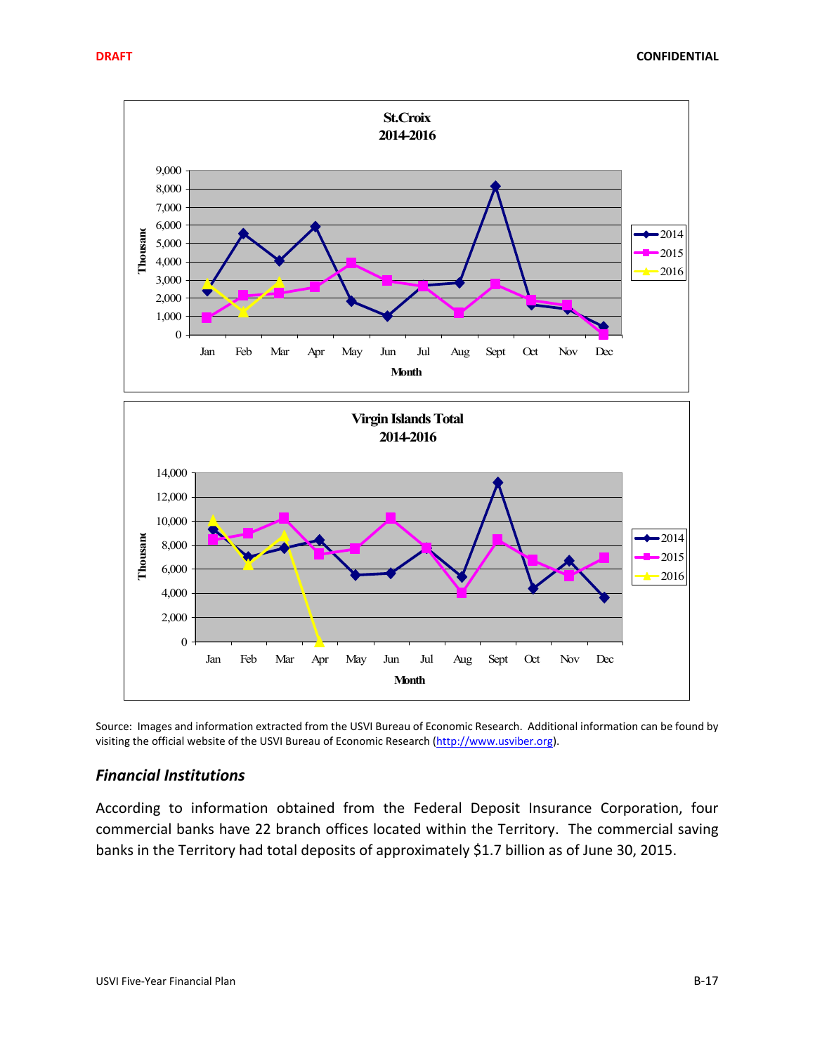St.Croix
2014-2016

Virgin Islands Total
2014-2016

Source: Images and information extracted from the USVI Bureau of Economic Research. Additional information can be found by visiting the official website of the USVI Bureau of Economic Research (http://www.usviber.org).

### *Financial Institutions*

According to information obtained from the Federal Deposit Insurance Corporation, four commercial banks have 22 branch offices located within the Territory. The commercial saving banks in the Territory had total deposits of approximately $1.7 billion as of June 30, 2015.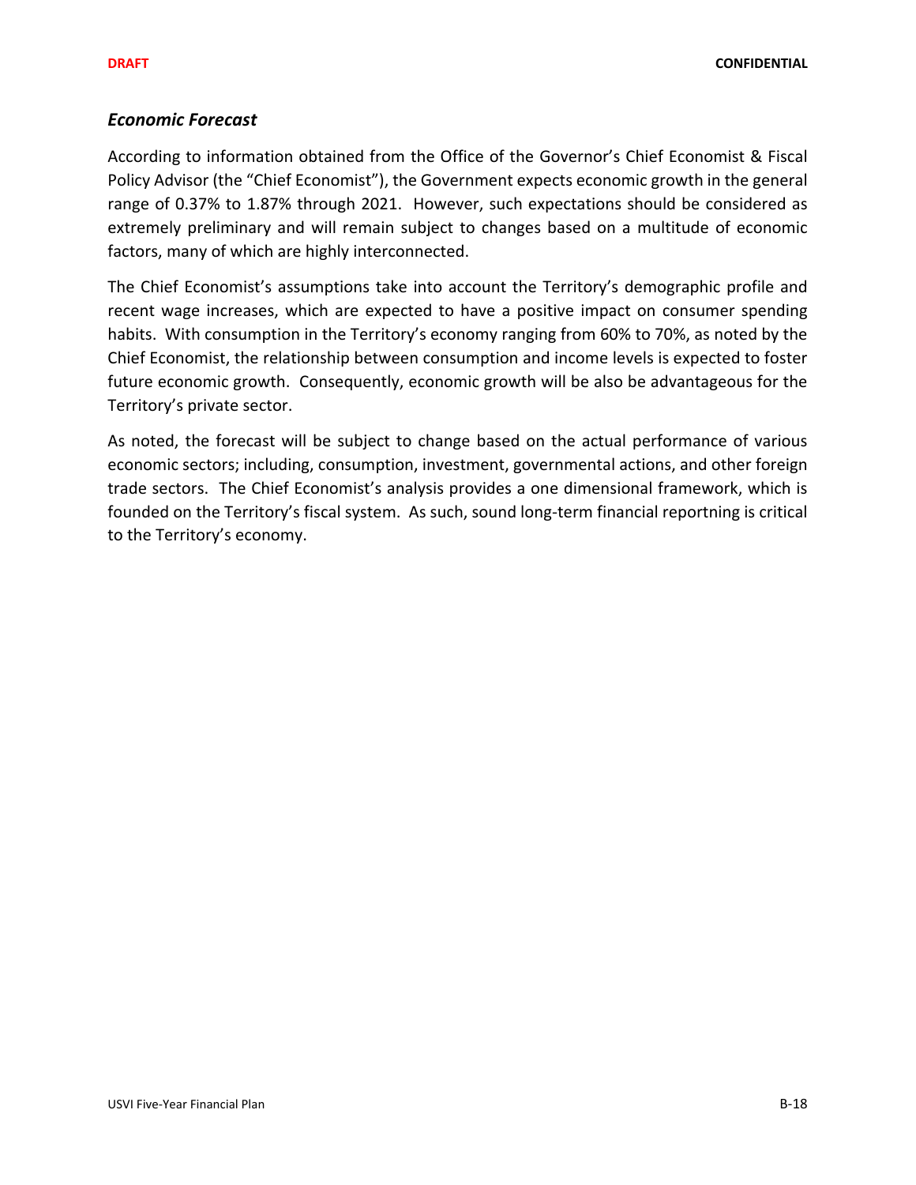### *Economic Forecast*

According to information obtained from the Office of the Governor's Chief Economist & Fiscal Policy Advisor (the "Chief Economist"), the Government expects economic growth in the general range of 0.37% to 1.87% through 2021. However, such expectations should be considered as extremely preliminary and will remain subject to changes based on a multitude of economic factors, many of which are highly interconnected.

The Chief Economist's assumptions take into account the Territory's demographic profile and recent wage increases, which are expected to have a positive impact on consumer spending habits. With consumption in the Territory's economy ranging from 60% to 70%, as noted by the Chief Economist, the relationship between consumption and income levels is expected to foster future economic growth. Consequently, economic growth will be also be advantageous for the Territory's private sector.

As noted, the forecast will be subject to change based on the actual performance of various economic sectors; including, consumption, investment, governmental actions, and other foreign trade sectors. The Chief Economist's analysis provides a one dimensional framework, which is founded on the Territory's fiscal system. As such, sound long-term financial reportning is critical to the Territory's economy.